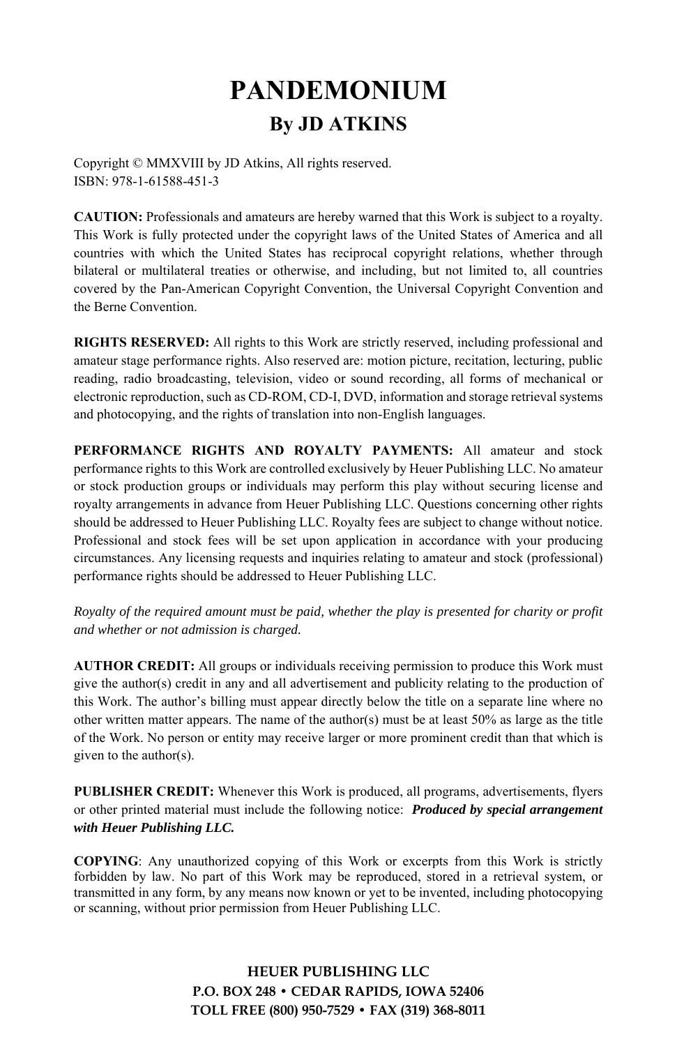# PANDEMONIUM

## By JD ATKINS

Copyright © MMXVIII by JD Atkins, All rights reserved.
ISBN: 978-1-61588-451-3

**CAUTION:** Professionals and amateurs are hereby warned that this Work is subject to a royalty. This Work is fully protected under the copyright laws of the United States of America and all countries with which the United States has reciprocal copyright relations, whether through bilateral or multilateral treaties or otherwise, and including, but not limited to, all countries covered by the Pan-American Copyright Convention, the Universal Copyright Convention and the Berne Convention.

**RIGHTS RESERVED:** All rights to this Work are strictly reserved, including professional and amateur stage performance rights. Also reserved are: motion picture, recitation, lecturing, public reading, radio broadcasting, television, video or sound recording, all forms of mechanical or electronic reproduction, such as CD-ROM, CD-I, DVD, information and storage retrieval systems and photocopying, and the rights of translation into non-English languages.

**PERFORMANCE RIGHTS AND ROYALTY PAYMENTS:** All amateur and stock performance rights to this Work are controlled exclusively by Heuer Publishing LLC. No amateur or stock production groups or individuals may perform this play without securing license and royalty arrangements in advance from Heuer Publishing LLC. Questions concerning other rights should be addressed to Heuer Publishing LLC. Royalty fees are subject to change without notice. Professional and stock fees will be set upon application in accordance with your producing circumstances. Any licensing requests and inquiries relating to amateur and stock (professional) performance rights should be addressed to Heuer Publishing LLC.

*Royalty of the required amount must be paid, whether the play is presented for charity or profit and whether or not admission is charged.*

**AUTHOR CREDIT:** All groups or individuals receiving permission to produce this Work must give the author(s) credit in any and all advertisement and publicity relating to the production of this Work. The author's billing must appear directly below the title on a separate line where no other written matter appears. The name of the author(s) must be at least 50% as large as the title of the Work. No person or entity may receive larger or more prominent credit than that which is given to the author(s).

**PUBLISHER CREDIT:** Whenever this Work is produced, all programs, advertisements, flyers or other printed material must include the following notice: ***Produced by special arrangement with Heuer Publishing LLC.***

**COPYING**: Any unauthorized copying of this Work or excerpts from this Work is strictly forbidden by law. No part of this Work may be reproduced, stored in a retrieval system, or transmitted in any form, by any means now known or yet to be invented, including photocopying or scanning, without prior permission from Heuer Publishing LLC.

**HEUER PUBLISHING LLC**
**P.O. BOX 248 • CEDAR RAPIDS, IOWA 52406**
**TOLL FREE (800) 950-7529 • FAX (319) 368-8011**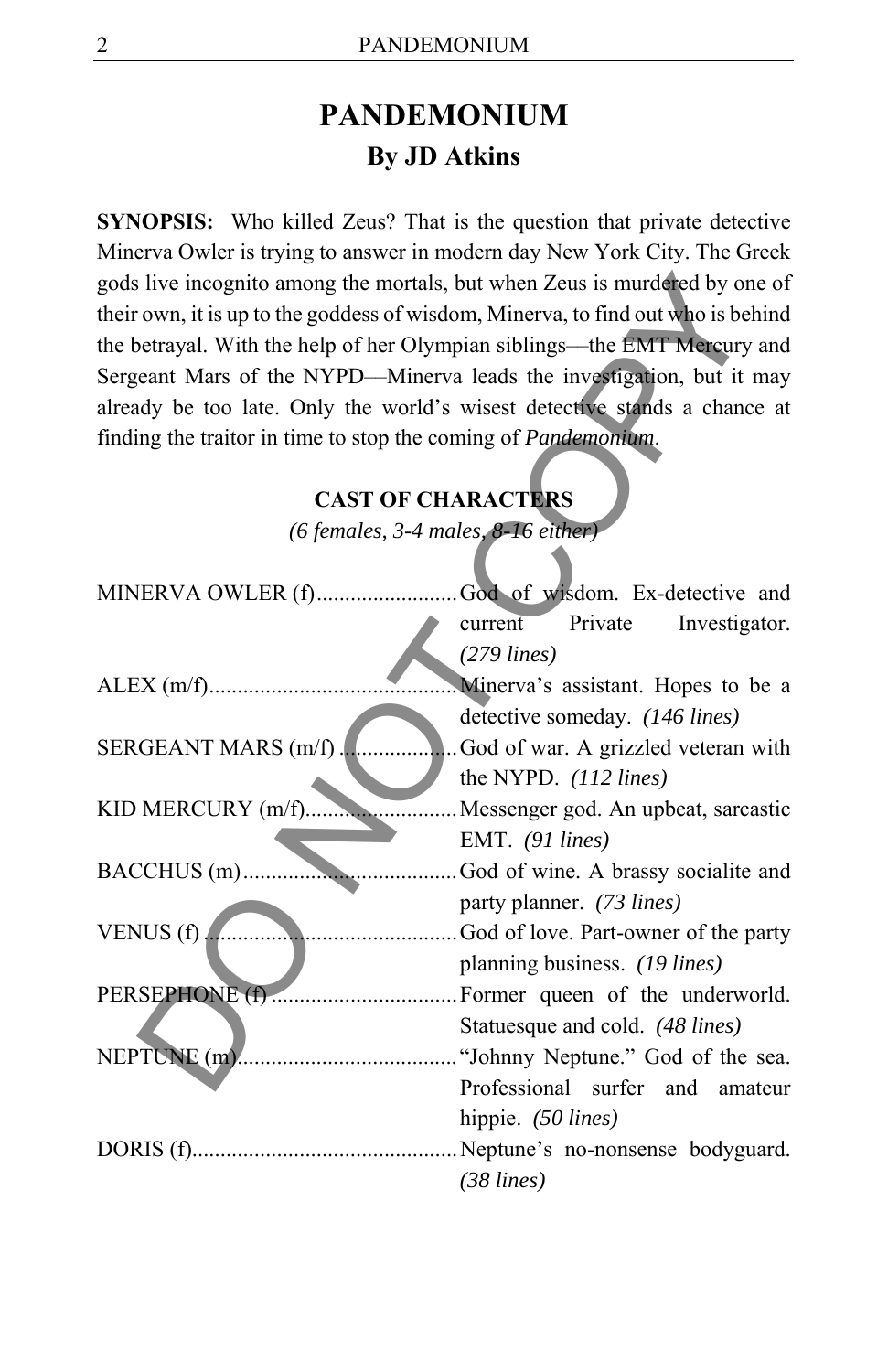# PANDEMONIUM

## By JD Atkins

**SYNOPSIS:** Who killed Zeus? That is the question that private detective Minerva Owler is trying to answer in modern day New York City. The Greek gods live incognito among the mortals, but when Zeus is murdered by one of their own, it is up to the goddess of wisdom, Minerva, to find out who is behind the betrayal. With the help of her Olympian siblings—the EMT Mercury and Sergeant Mars of the NYPD—Minerva leads the investigation, but it may already be too late. Only the world's wisest detective stands a chance at finding the traitor in time to stop the coming of *Pandemonium*.

### CAST OF CHARACTERS

*(6 females, 3-4 males, 8-16 either)*

MINERVA OWLER (f)........................God of wisdom. Ex-detective and current Private Investigator. *(279 lines)*

ALEX (m/f)..........................................Minerva's assistant. Hopes to be a detective someday. *(146 lines)*

SERGEANT MARS (m/f) ....................God of war. A grizzled veteran with the NYPD. *(112 lines)*

KID MERCURY (m/f)..........................Messenger god. An upbeat, sarcastic EMT. *(91 lines)*

BACCHUS (m)....................................God of wine. A brassy socialite and party planner. *(73 lines)*

VENUS (f) ...........................................God of love. Part-owner of the party planning business. *(19 lines)*

PERSEPHONE (f) ................................Former queen of the underworld. Statuesque and cold. *(48 lines)*

NEPTUNE (m)......................................"Johnny Neptune." God of the sea. Professional surfer and amateur hippie. *(50 lines)*

DORIS (f)..............................................Neptune's no-nonsense bodyguard. *(38 lines)*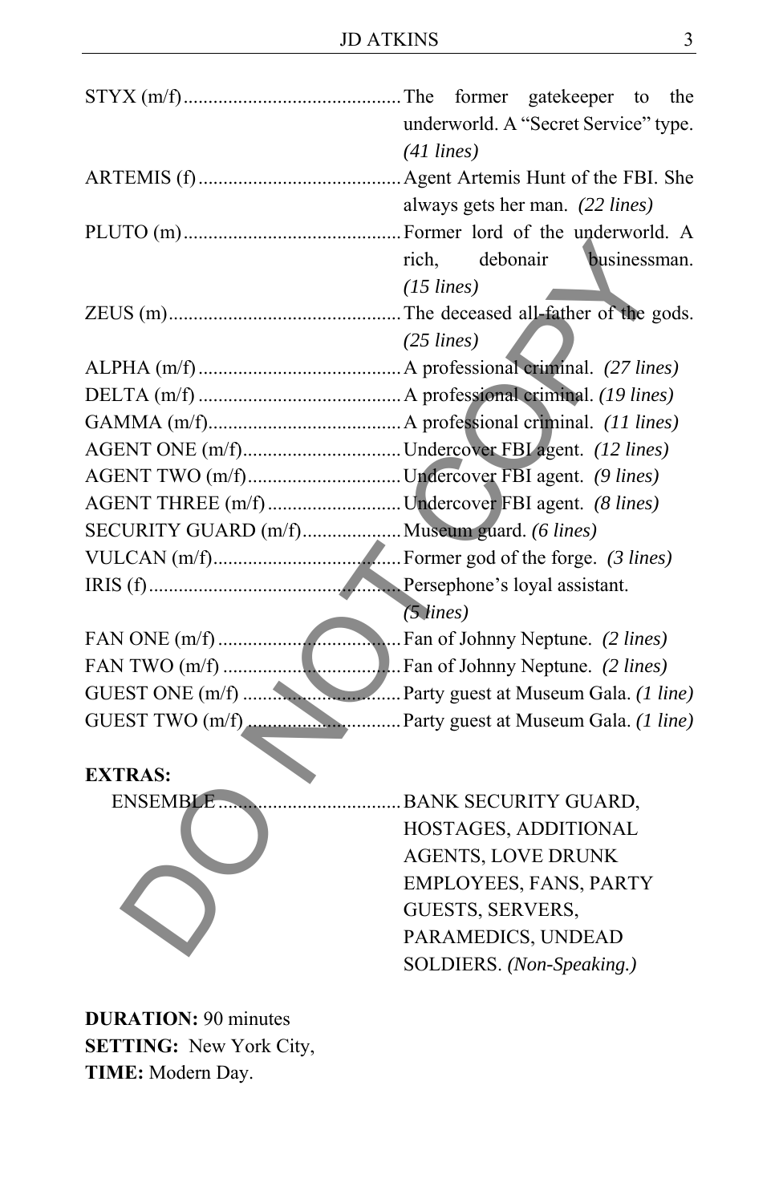STYX (m/f)............................................The former gatekeeper to the underworld. A "Secret Service" type. *(41 lines)*

ARTEMIS (f).........................................Agent Artemis Hunt of the FBI. She always gets her man. *(22 lines)*

PLUTO (m)............................................Former lord of the underworld. A rich, debonair businessman. *(15 lines)*

ZEUS (m)...............................................The deceased all-father of the gods. *(25 lines)*

ALPHA (m/f).........................................A professional criminal. *(27 lines)*

DELTA (m/f).........................................A professional criminal. *(19 lines)*

GAMMA (m/f).......................................A professional criminal. *(11 lines)*

AGENT ONE (m/f)................................Undercover FBI agent. *(12 lines)*

AGENT TWO (m/f)...............................Undercover FBI agent. *(9 lines)*

AGENT THREE (m/f)...........................Undercover FBI agent. *(8 lines)*

SECURITY GUARD (m/f)....................Museum guard. *(6 lines)*

VULCAN (m/f)......................................Former god of the forge. *(3 lines)*

IRIS (f)...................................................Persephone's loyal assistant. *(5 lines)*

FAN ONE (m/f).....................................Fan of Johnny Neptune. *(2 lines)*

FAN TWO (m/f)....................................Fan of Johnny Neptune. *(2 lines)*

GUEST ONE (m/f)................................Party guest at Museum Gala. *(1 line)*

GUEST TWO (m/f)...............................Party guest at Museum Gala. *(1 line)*

**EXTRAS:**

ENSEMBLE.....................................BANK SECURITY GUARD, HOSTAGES, ADDITIONAL AGENTS, LOVE DRUNK EMPLOYEES, FANS, PARTY GUESTS, SERVERS, PARAMEDICS, UNDEAD SOLDIERS. *(Non-Speaking.)*

**DURATION:** 90 minutes

**SETTING:** New York City,

**TIME:** Modern Day.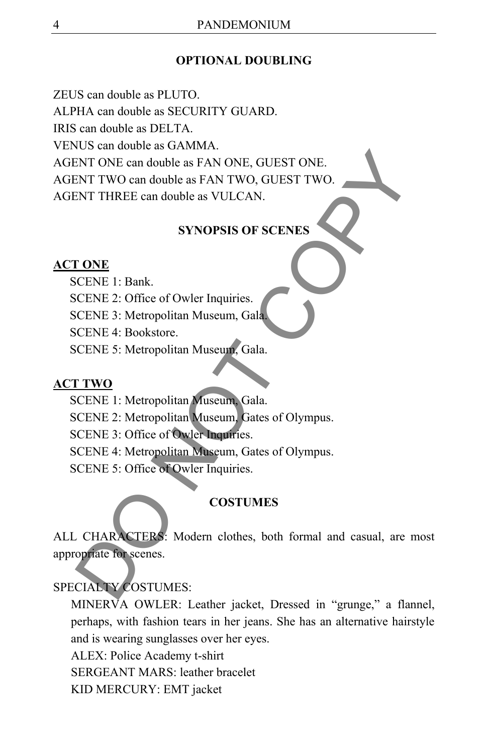## OPTIONAL DOUBLING

ZEUS can double as PLUTO.
ALPHA can double as SECURITY GUARD.
IRIS can double as DELTA.
VENUS can double as GAMMA.
AGENT ONE can double as FAN ONE, GUEST ONE.
AGENT TWO can double as FAN TWO, GUEST TWO.
AGENT THREE can double as VULCAN.

## SYNOPSIS OF SCENES

**ACT ONE**

SCENE 1: Bank.
SCENE 2: Office of Owler Inquiries.
SCENE 3: Metropolitan Museum, Gala.
SCENE 4: Bookstore.
SCENE 5: Metropolitan Museum, Gala.

**ACT TWO**

SCENE 1: Metropolitan Museum, Gala.
SCENE 2: Metropolitan Museum, Gates of Olympus.
SCENE 3: Office of Owler Inquiries.
SCENE 4: Metropolitan Museum, Gates of Olympus.
SCENE 5: Office of Owler Inquiries.

## COSTUMES

ALL CHARACTERS: Modern clothes, both formal and casual, are most appropriate for scenes.

SPECIALTY COSTUMES:

MINERVA OWLER: Leather jacket, Dressed in "grunge," a flannel, perhaps, with fashion tears in her jeans. She has an alternative hairstyle and is wearing sunglasses over her eyes.
ALEX: Police Academy t-shirt
SERGEANT MARS: leather bracelet
KID MERCURY: EMT jacket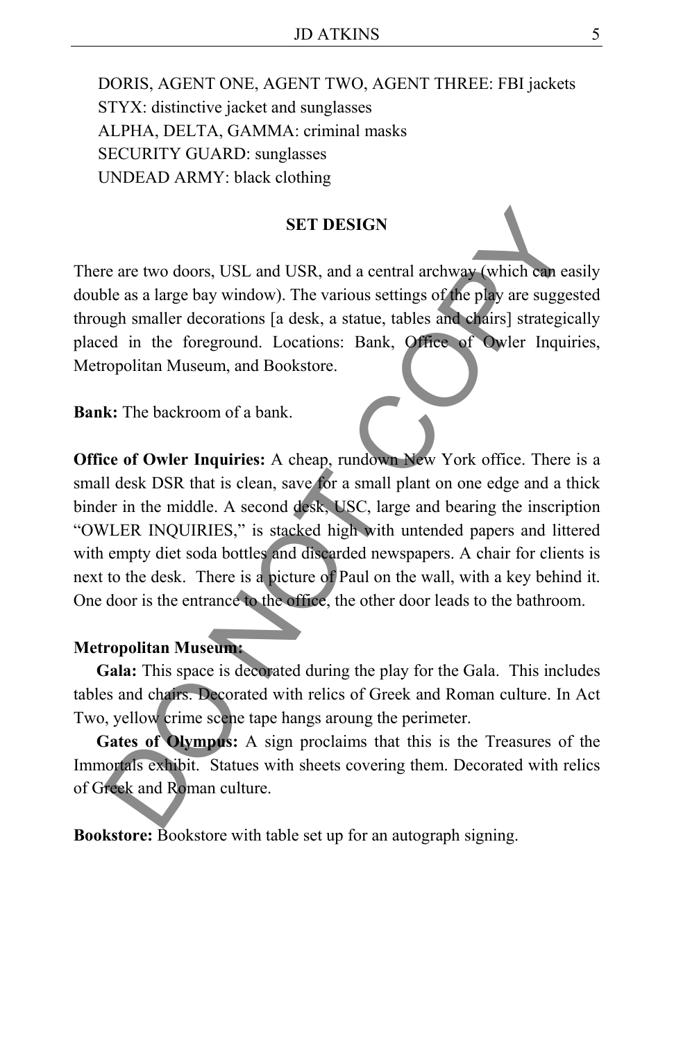DORIS, AGENT ONE, AGENT TWO, AGENT THREE: FBI jackets
STYX: distinctive jacket and sunglasses
ALPHA, DELTA, GAMMA: criminal masks
SECURITY GUARD: sunglasses
UNDEAD ARMY: black clothing

## SET DESIGN

There are two doors, USL and USR, and a central archway (which can easily double as a large bay window). The various settings of the play are suggested through smaller decorations [a desk, a statue, tables and chairs] strategically placed in the foreground. Locations: Bank, Office of Owler Inquiries, Metropolitan Museum, and Bookstore.

**Bank:** The backroom of a bank.

**Office of Owler Inquiries:** A cheap, rundown New York office. There is a small desk DSR that is clean, save for a small plant on one edge and a thick binder in the middle. A second desk, USC, large and bearing the inscription "OWLER INQUIRIES," is stacked high with untended papers and littered with empty diet soda bottles and discarded newspapers. A chair for clients is next to the desk. There is a picture of Paul on the wall, with a key behind it. One door is the entrance to the office, the other door leads to the bathroom.

**Metropolitan Museum:**

**Gala:** This space is decorated during the play for the Gala. This includes tables and chairs. Decorated with relics of Greek and Roman culture. In Act Two, yellow crime scene tape hangs aroung the perimeter.

**Gates of Olympus:** A sign proclaims that this is the Treasures of the Immortals exhibit. Statues with sheets covering them. Decorated with relics of Greek and Roman culture.

**Bookstore:** Bookstore with table set up for an autograph signing.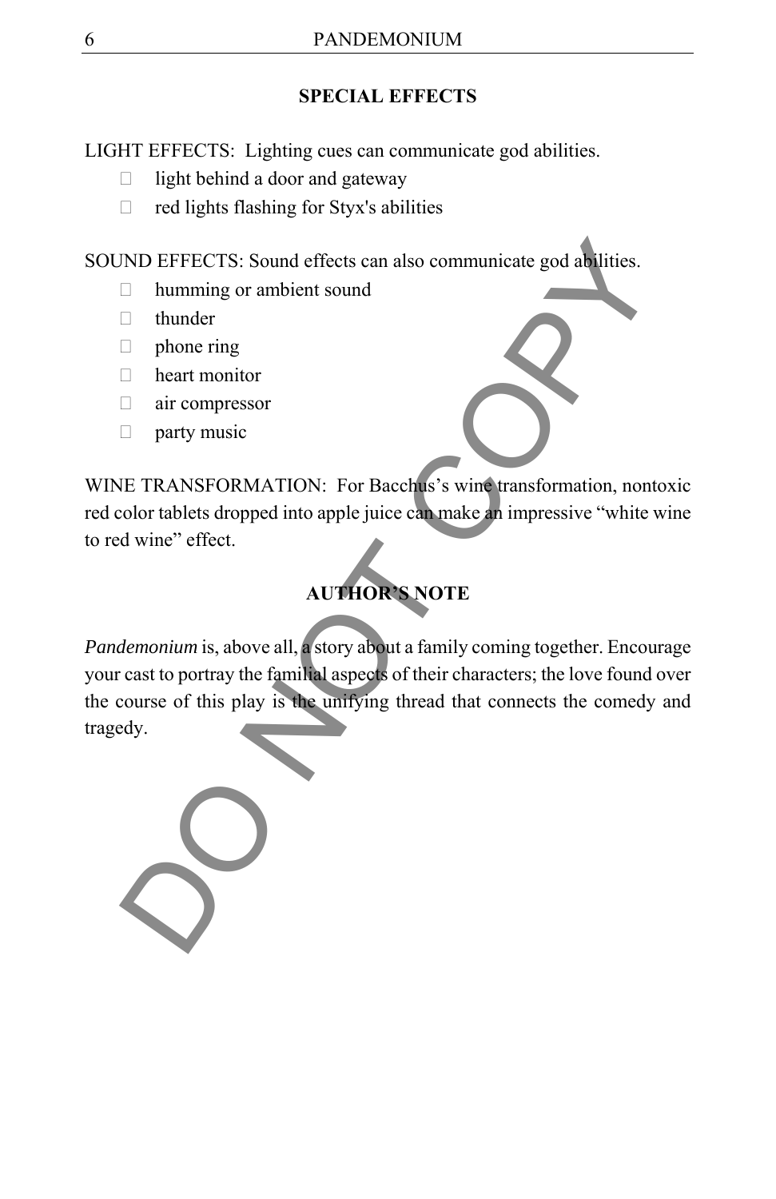## SPECIAL EFFECTS

LIGHT EFFECTS: Lighting cues can communicate god abilities.

- light behind a door and gateway
- red lights flashing for Styx's abilities

SOUND EFFECTS: Sound effects can also communicate god abilities.

- humming or ambient sound
- thunder
- phone ring
- heart monitor
- air compressor
- party music

WINE TRANSFORMATION: For Bacchus's wine transformation, nontoxic red color tablets dropped into apple juice can make an impressive "white wine to red wine" effect.

## AUTHOR'S NOTE

*Pandemonium* is, above all, a story about a family coming together. Encourage your cast to portray the familial aspects of their characters; the love found over the course of this play is the unifying thread that connects the comedy and tragedy.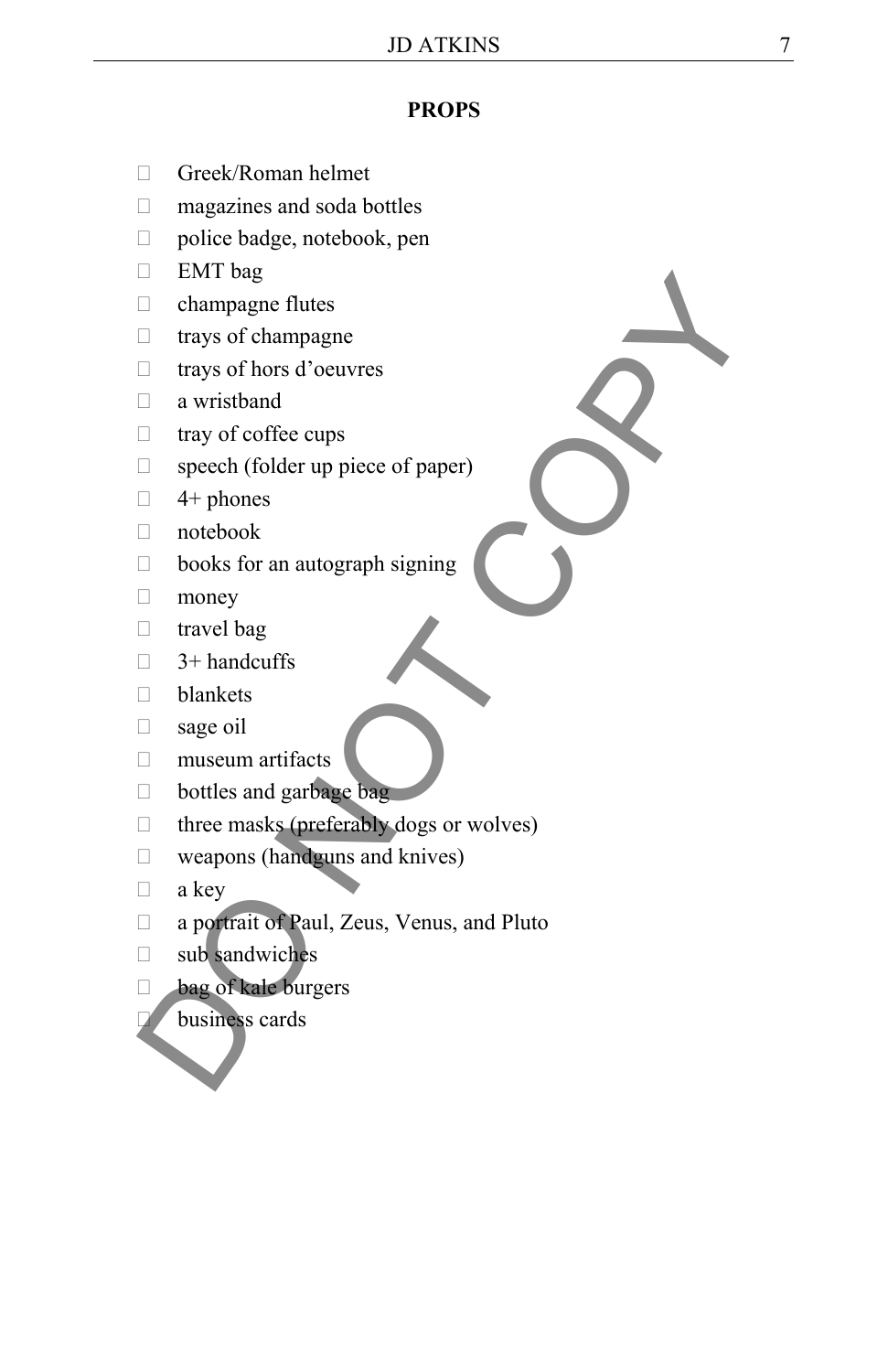## PROPS

- Greek/Roman helmet
- magazines and soda bottles
- police badge, notebook, pen
- EMT bag
- champagne flutes
- trays of champagne
- trays of hors d'oeuvres
- a wristband
- tray of coffee cups
- speech (folder up piece of paper)
- 4+ phones
- notebook
- books for an autograph signing
- money
- travel bag
- 3+ handcuffs
- blankets
- sage oil
- museum artifacts
- bottles and garbage bag
- three masks (preferably dogs or wolves)
- weapons (handguns and knives)
- a key
- a portrait of Paul, Zeus, Venus, and Pluto
- sub sandwiches
- bag of kale burgers
- business cards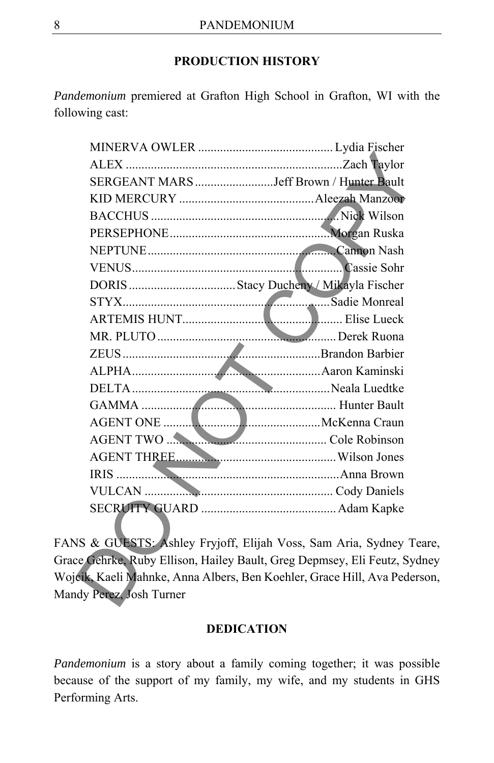**PRODUCTION HISTORY**

*Pandemonium* premiered at Grafton High School in Grafton, WI with the following cast:

MINERVA OWLER .......................................... Lydia Fischer
ALEX ..................................................................Zach Taylor
SERGEANT MARS .........................Jeff Brown / Hunter Bault
KID MERCURY ..........................................Aleezah Manzoor
BACCHUS ......................................................... Nick Wilson
PERSEPHONE..................................................Morgan Ruska
NEPTUNE...........................................................Cannon Nash
VENUS................................................................. Cassie Sohr
DORIS .................................Stacy Ducheny / Mikayla Fischer
STYX................................................................Sadie Monreal
ARTEMIS HUNT................................................... Elise Lueck
MR. PLUTO ........................................................ Derek Ruona
ZEUS ..............................................................Brandon Barbier
ALPHA...........................................................Aaron Kaminski
DELTA ..............................................................Neala Luedtke
GAMMA ............................................................ Hunter Bault
AGENT ONE ..................................................McKenna Craun
AGENT TWO ................................................... Cole Robinson
AGENT THREE................................................... Wilson Jones
IRIS .....................................................................Anna Brown
VULCAN .......................................................... Cody Daniels
SECRUITY GUARD .......................................... Adam Kapke

FANS & GUESTS: Ashley Fryjoff, Elijah Voss, Sam Aria, Sydney Teare, Grace Gehrke, Ruby Ellison, Hailey Bault, Greg Depmsey, Eli Feutz, Sydney Wojcik, Kaeli Mahnke, Anna Albers, Ben Koehler, Grace Hill, Ava Pederson, Mandy Perez, Josh Turner

**DEDICATION**

*Pandemonium* is a story about a family coming together; it was possible because of the support of my family, my wife, and my students in GHS Performing Arts.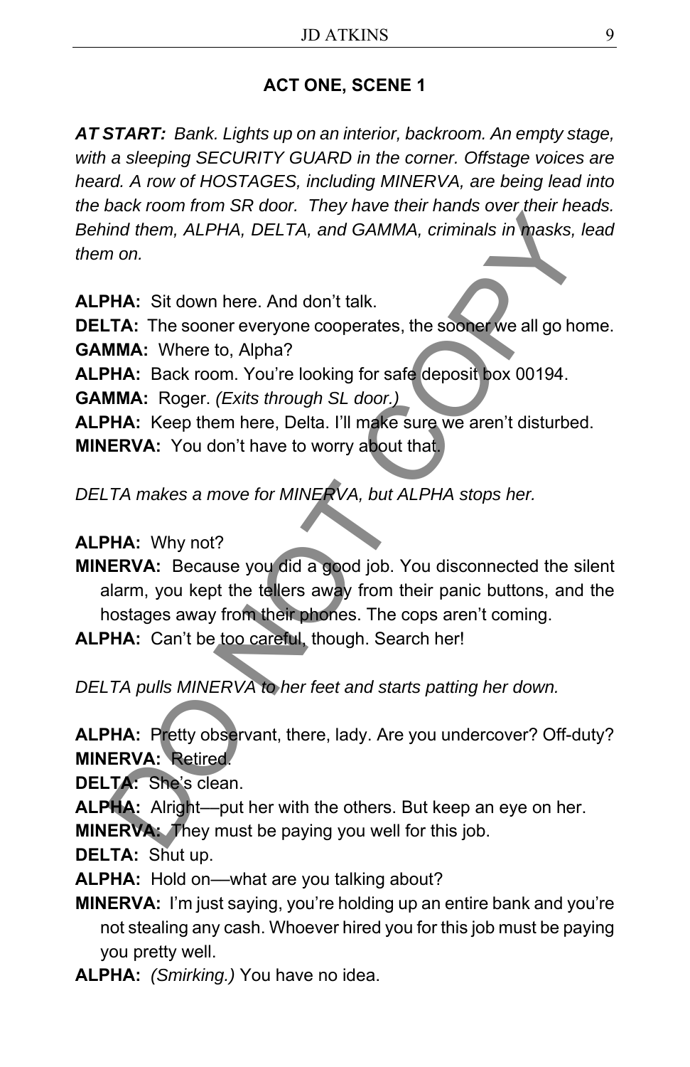### ACT ONE, SCENE 1

***AT START:*** *Bank. Lights up on an interior, backroom. An empty stage, with a sleeping SECURITY GUARD in the corner. Offstage voices are heard. A row of HOSTAGES, including MINERVA, are being lead into the back room from SR door. They have their hands over their heads. Behind them, ALPHA, DELTA, and GAMMA, criminals in masks, lead them on.*

**ALPHA:** Sit down here. And don't talk.

**DELTA:** The sooner everyone cooperates, the sooner we all go home.

**GAMMA:** Where to, Alpha?

**ALPHA:** Back room. You're looking for safe deposit box 00194.

**GAMMA:** Roger. *(Exits through SL door.)*

**ALPHA:** Keep them here, Delta. I'll make sure we aren't disturbed.

**MINERVA:** You don't have to worry about that.

*DELTA makes a move for MINERVA, but ALPHA stops her.*

**ALPHA:** Why not?

**MINERVA:** Because you did a good job. You disconnected the silent alarm, you kept the tellers away from their panic buttons, and the hostages away from their phones. The cops aren't coming.

**ALPHA:** Can't be too careful, though. Search her!

*DELTA pulls MINERVA to her feet and starts patting her down.*

**ALPHA:** Pretty observant, there, lady. Are you undercover? Off-duty?

**MINERVA:** Retired.

**DELTA:** She's clean.

**ALPHA:** Alright—put her with the others. But keep an eye on her.

**MINERVA:** They must be paying you well for this job.

**DELTA:** Shut up.

**ALPHA:** Hold on—what are you talking about?

**MINERVA:** I'm just saying, you're holding up an entire bank and you're not stealing any cash. Whoever hired you for this job must be paying you pretty well.

**ALPHA:** *(Smirking.)* You have no idea.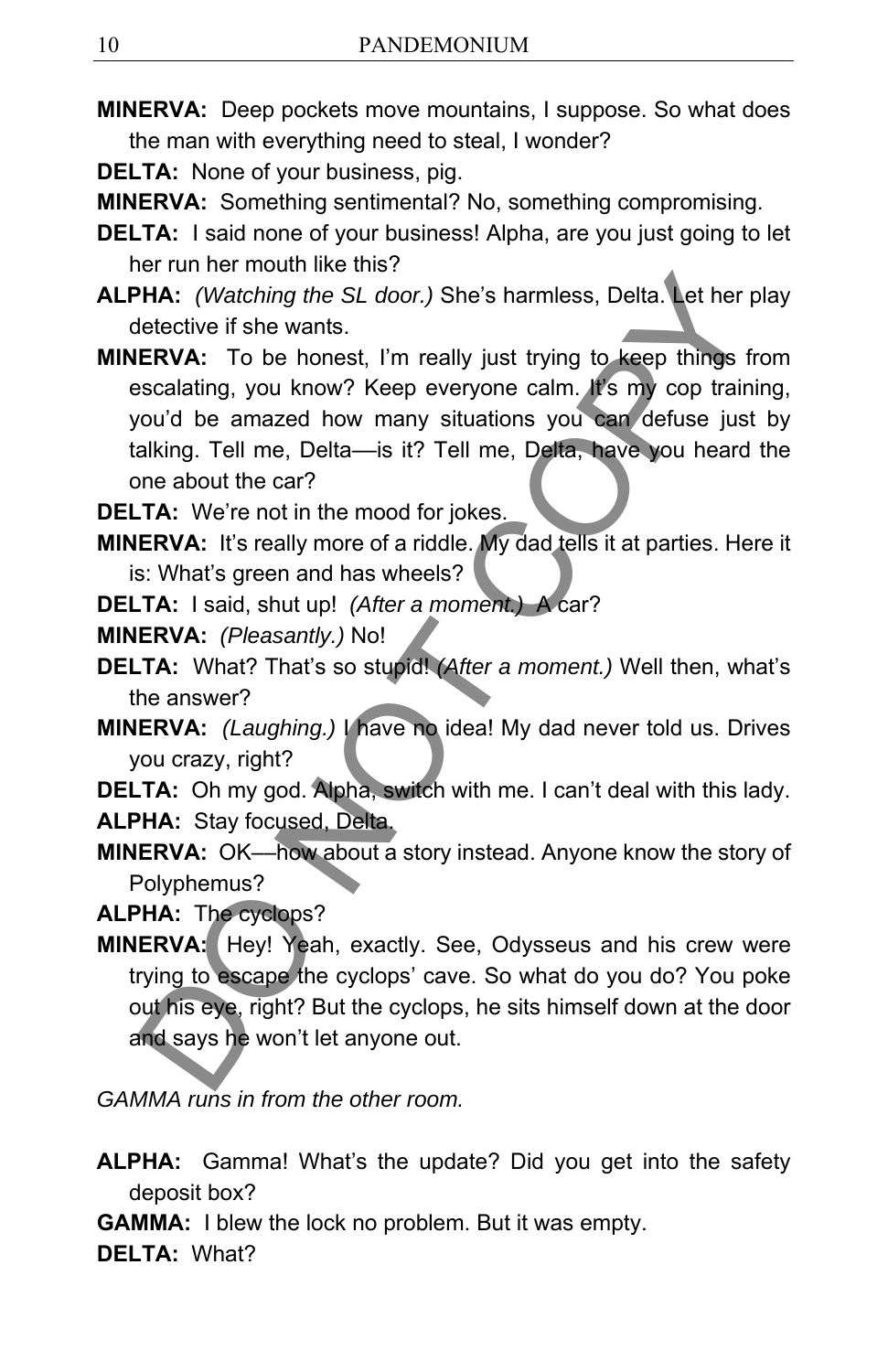**MINERVA:** Deep pockets move mountains, I suppose. So what does the man with everything need to steal, I wonder?

**DELTA:** None of your business, pig.

**MINERVA:** Something sentimental? No, something compromising.

**DELTA:** I said none of your business! Alpha, are you just going to let her run her mouth like this?

**ALPHA:** *(Watching the SL door.)* She's harmless, Delta. Let her play detective if she wants.

**MINERVA:** To be honest, I'm really just trying to keep things from escalating, you know? Keep everyone calm. It's my cop training, you'd be amazed how many situations you can defuse just by talking. Tell me, Delta—is it? Tell me, Delta, have you heard the one about the car?

**DELTA:** We're not in the mood for jokes.

**MINERVA:** It's really more of a riddle. My dad tells it at parties. Here it is: What's green and has wheels?

**DELTA:** I said, shut up! *(After a moment.)* A car?

**MINERVA:** *(Pleasantly.)* No!

**DELTA:** What? That's so stupid! *(After a moment.)* Well then, what's the answer?

**MINERVA:** *(Laughing.)* I have no idea! My dad never told us. Drives you crazy, right?

**DELTA:** Oh my god. Alpha, switch with me. I can't deal with this lady.

**ALPHA:** Stay focused, Delta.

**MINERVA:** OK—how about a story instead. Anyone know the story of Polyphemus?

**ALPHA:** The cyclops?

**MINERVA:** Hey! Yeah, exactly. See, Odysseus and his crew were trying to escape the cyclops' cave. So what do you do? You poke out his eye, right? But the cyclops, he sits himself down at the door and says he won't let anyone out.

*GAMMA runs in from the other room.*

**ALPHA:** Gamma! What's the update? Did you get into the safety deposit box?

**GAMMA:** I blew the lock no problem. But it was empty.

**DELTA:** What?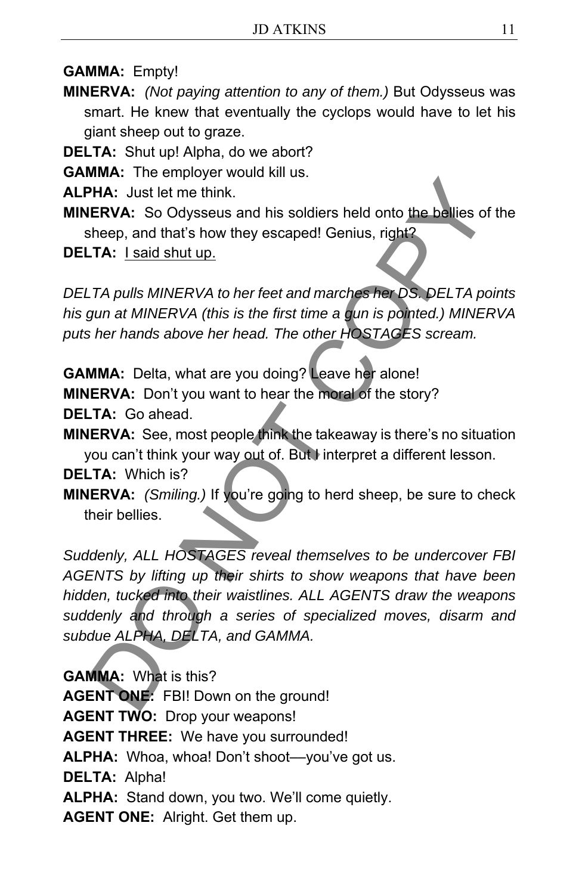**GAMMA:** Empty!

**MINERVA:** *(Not paying attention to any of them.)* But Odysseus was smart. He knew that eventually the cyclops would have to let his giant sheep out to graze.

**DELTA:** Shut up! Alpha, do we abort?

**GAMMA:** The employer would kill us.

**ALPHA:** Just let me think.

**MINERVA:** So Odysseus and his soldiers held onto the bellies of the sheep, and that's how they escaped! Genius, right?

**DELTA:** <u>I said shut up.</u>

*DELTA pulls MINERVA to her feet and marches her DS. DELTA points his gun at MINERVA (this is the first time a gun is pointed.) MINERVA puts her hands above her head. The other HOSTAGES scream.*

**GAMMA:** Delta, what are you doing? Leave her alone!

**MINERVA:** Don't you want to hear the moral of the story?

**DELTA:** Go ahead.

**MINERVA:** See, most people think the takeaway is there's no situation you can't think your way out of. But I interpret a different lesson.

**DELTA:** Which is?

**MINERVA:** *(Smiling.)* If you're going to herd sheep, be sure to check their bellies.

*Suddenly, ALL HOSTAGES reveal themselves to be undercover FBI AGENTS by lifting up their shirts to show weapons that have been hidden, tucked into their waistlines. ALL AGENTS draw the weapons suddenly and through a series of specialized moves, disarm and subdue ALPHA, DELTA, and GAMMA.*

**GAMMA:** What is this?

**AGENT ONE:** FBI! Down on the ground!

**AGENT TWO:** Drop your weapons!

**AGENT THREE:** We have you surrounded!

**ALPHA:** Whoa, whoa! Don't shoot—you've got us.

**DELTA:** Alpha!

**ALPHA:** Stand down, you two. We'll come quietly.

**AGENT ONE:** Alright. Get them up.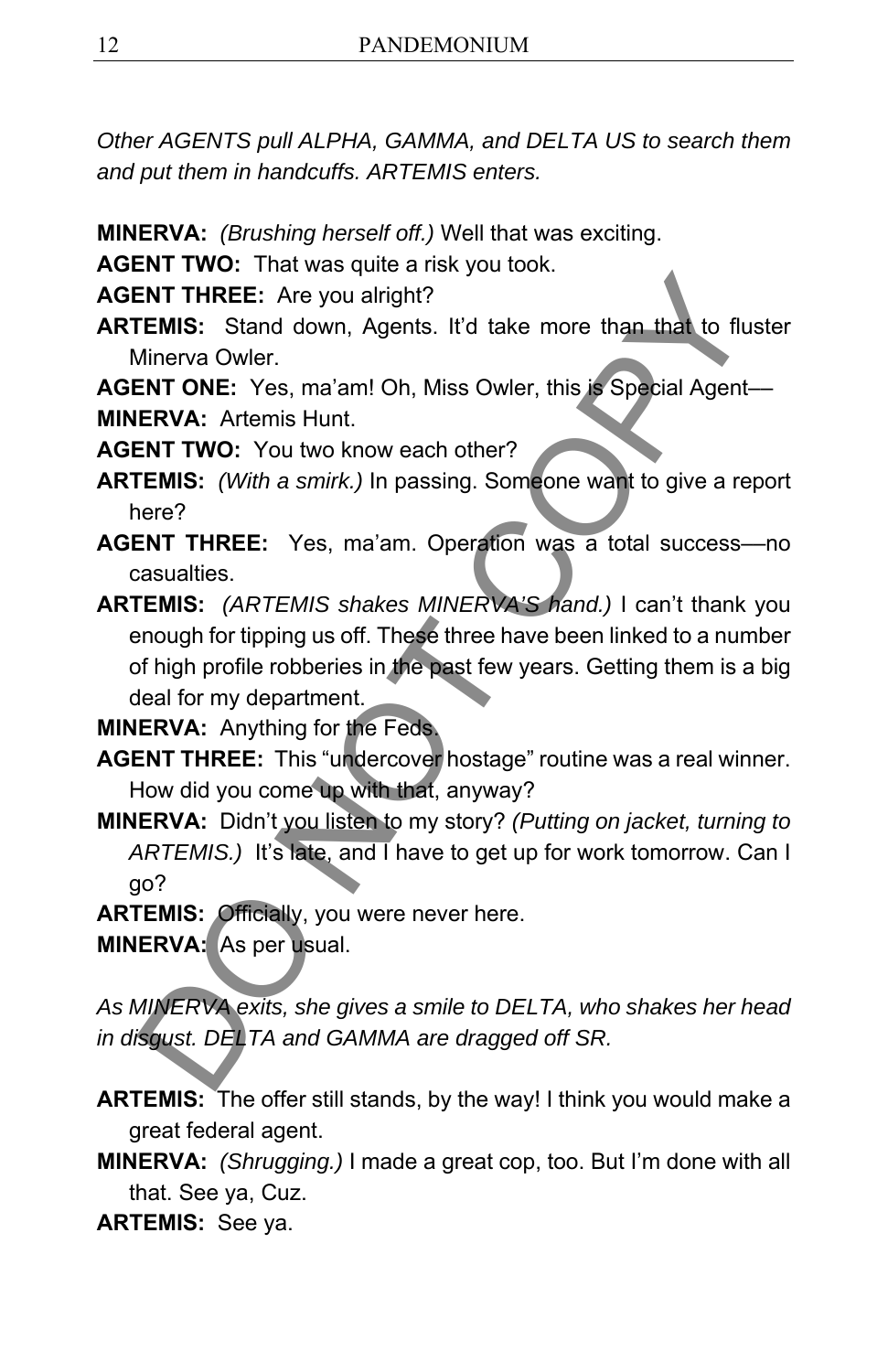*Other AGENTS pull ALPHA, GAMMA, and DELTA US to search them and put them in handcuffs. ARTEMIS enters.*

**MINERVA:** *(Brushing herself off.)* Well that was exciting.

**AGENT TWO:** That was quite a risk you took.

**AGENT THREE:** Are you alright?

**ARTEMIS:** Stand down, Agents. It'd take more than that to fluster Minerva Owler.

**AGENT ONE:** Yes, ma'am! Oh, Miss Owler, this is Special Agent—

**MINERVA:** Artemis Hunt.

**AGENT TWO:** You two know each other?

**ARTEMIS:** *(With a smirk.)* In passing. Someone want to give a report here?

**AGENT THREE:** Yes, ma'am. Operation was a total success—no casualties.

**ARTEMIS:** *(ARTEMIS shakes MINERVA'S hand.)* I can't thank you enough for tipping us off. These three have been linked to a number of high profile robberies in the past few years. Getting them is a big deal for my department.

**MINERVA:** Anything for the Feds.

**AGENT THREE:** This "undercover hostage" routine was a real winner. How did you come up with that, anyway?

**MINERVA:** Didn't you listen to my story? *(Putting on jacket, turning to ARTEMIS.)* It's late, and I have to get up for work tomorrow. Can I go?

**ARTEMIS:** Officially, you were never here.

**MINERVA:** As per usual.

*As MINERVA exits, she gives a smile to DELTA, who shakes her head in disgust. DELTA and GAMMA are dragged off SR.*

**ARTEMIS:** The offer still stands, by the way! I think you would make a great federal agent.

**MINERVA:** *(Shrugging.)* I made a great cop, too. But I'm done with all that. See ya, Cuz.

**ARTEMIS:** See ya.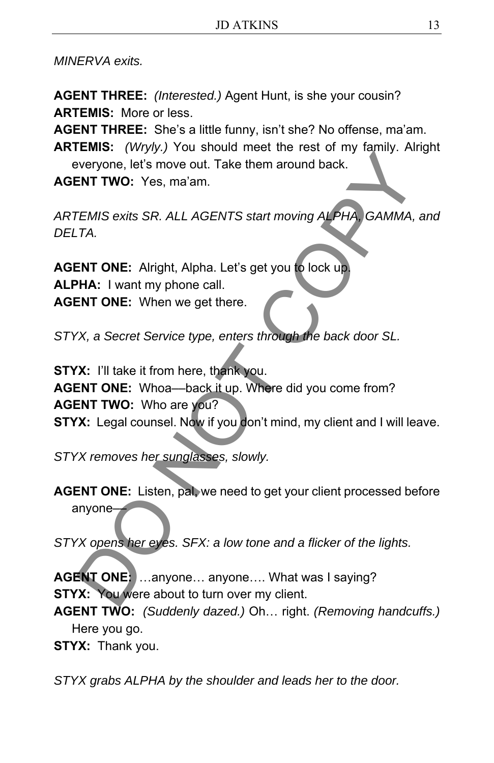*MINERVA exits.*

**AGENT THREE:** *(Interested.)* Agent Hunt, is she your cousin?
**ARTEMIS:** More or less.
**AGENT THREE:** She's a little funny, isn't she? No offense, ma'am.
**ARTEMIS:** *(Wryly.)* You should meet the rest of my family. Alright everyone, let's move out. Take them around back.
**AGENT TWO:** Yes, ma'am.

*ARTEMIS exits SR. ALL AGENTS start moving ALPHA, GAMMA, and DELTA.*

**AGENT ONE:** Alright, Alpha. Let's get you to lock up.
**ALPHA:** I want my phone call.
**AGENT ONE:** When we get there.

*STYX, a Secret Service type, enters through the back door SL.*

**STYX:** I'll take it from here, thank you.
**AGENT ONE:** Whoa—back it up. Where did you come from?
**AGENT TWO:** Who are you?
**STYX:** Legal counsel. Now if you don't mind, my client and I will leave.

*STYX removes her sunglasses, slowly.*

**AGENT ONE:** Listen, pal, we need to get your client processed before anyone—

*STYX opens her eyes. SFX: a low tone and a flicker of the lights.*

**AGENT ONE:** …anyone… anyone…. What was I saying?
**STYX:** You were about to turn over my client.
**AGENT TWO:** *(Suddenly dazed.)* Oh… right. *(Removing handcuffs.)* Here you go.
**STYX:** Thank you.

*STYX grabs ALPHA by the shoulder and leads her to the door.*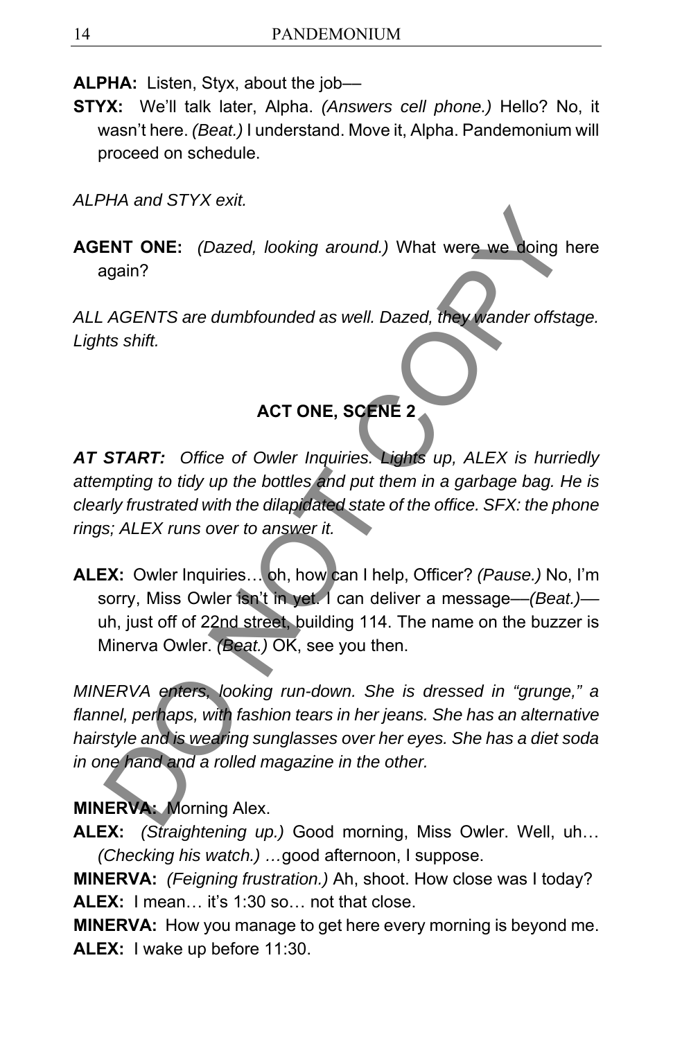**ALPHA:** Listen, Styx, about the job––

**STYX:** We'll talk later, Alpha. *(Answers cell phone.)* Hello? No, it wasn't here. *(Beat.)* I understand. Move it, Alpha. Pandemonium will proceed on schedule.

*ALPHA and STYX exit.*

**AGENT ONE:** *(Dazed, looking around.)* What were we doing here again?

*ALL AGENTS are dumbfounded as well. Dazed, they wander offstage. Lights shift.*

## ACT ONE, SCENE 2

***AT START:*** *Office of Owler Inquiries. Lights up, ALEX is hurriedly attempting to tidy up the bottles and put them in a garbage bag. He is clearly frustrated with the dilapidated state of the office. SFX: the phone rings; ALEX runs over to answer it.*

**ALEX:** Owler Inquiries… oh, how can I help, Officer? *(Pause.)* No, I'm sorry, Miss Owler isn't in yet. I can deliver a message––*(Beat.)*–– uh, just off of 22nd street, building 114. The name on the buzzer is Minerva Owler. *(Beat.)* OK, see you then.

*MINERVA enters, looking run-down. She is dressed in "grunge," a flannel, perhaps, with fashion tears in her jeans. She has an alternative hairstyle and is wearing sunglasses over her eyes. She has a diet soda in one hand and a rolled magazine in the other.*

**MINERVA:** Morning Alex.

**ALEX:** *(Straightening up.)* Good morning, Miss Owler. Well, uh… *(Checking his watch.) …*good afternoon, I suppose.

**MINERVA:** *(Feigning frustration.)* Ah, shoot. How close was I today?

**ALEX:** I mean… it's 1:30 so… not that close.

**MINERVA:** How you manage to get here every morning is beyond me.

**ALEX:** I wake up before 11:30.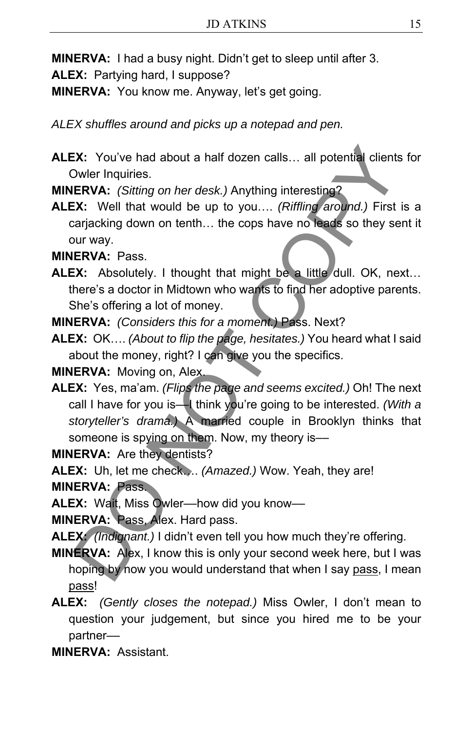**MINERVA:** I had a busy night. Didn't get to sleep until after 3.

**ALEX:** Partying hard, I suppose?

**MINERVA:** You know me. Anyway, let's get going.

*ALEX shuffles around and picks up a notepad and pen.*

**ALEX:** You've had about a half dozen calls… all potential clients for Owler Inquiries.

**MINERVA:** *(Sitting on her desk.)* Anything interesting?

**ALEX:** Well that would be up to you…. *(Riffling around.)* First is a carjacking down on tenth… the cops have no leads so they sent it our way.

**MINERVA:** Pass.

**ALEX:** Absolutely. I thought that might be a little dull. OK, next… there's a doctor in Midtown who wants to find her adoptive parents. She's offering a lot of money.

**MINERVA:** *(Considers this for a moment.)* Pass. Next?

**ALEX:** OK…. *(About to flip the page, hesitates.)* You heard what I said about the money, right? I can give you the specifics.

**MINERVA:** Moving on, Alex.

**ALEX:** Yes, ma'am. *(Flips the page and seems excited.)* Oh! The next call I have for you is—I think you're going to be interested. *(With a storyteller's drama.)* A married couple in Brooklyn thinks that someone is spying on them. Now, my theory is—

**MINERVA:** Are they dentists?

**ALEX:** Uh, let me check…. *(Amazed.)* Wow. Yeah, they are!

**MINERVA:** Pass.

**ALEX:** Wait, Miss Owler—how did you know—

**MINERVA:** Pass, Alex. Hard pass.

**ALEX:** *(Indignant.)* I didn't even tell you how much they're offering.

**MINERVA:** Alex, I know this is only your second week here, but I was hoping by now you would understand that when I say <u>pass</u>, I mean <u>pass</u>!

**ALEX:** *(Gently closes the notepad.)* Miss Owler, I don't mean to question your judgement, but since you hired me to be your partner—

**MINERVA:** Assistant.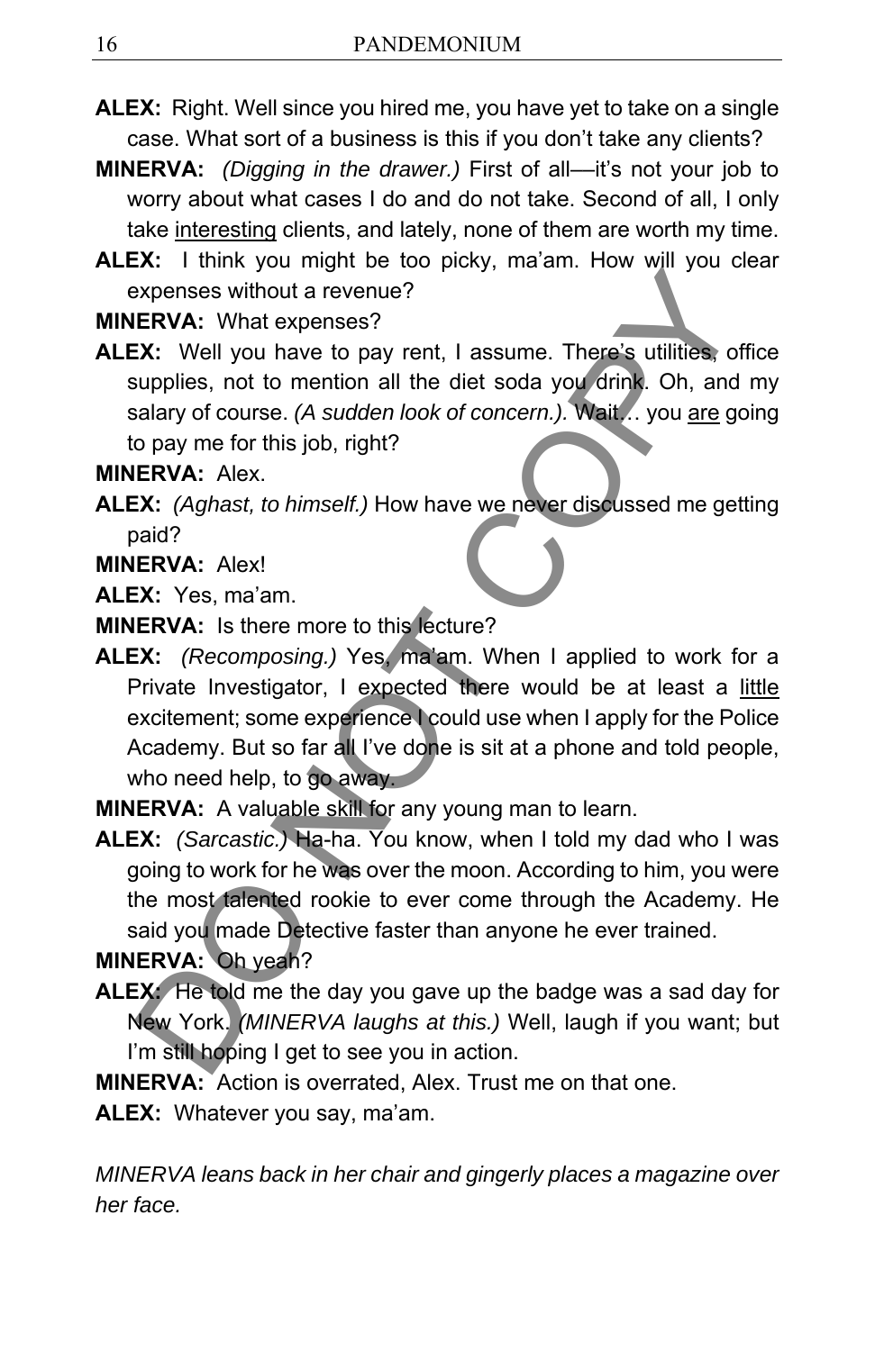**ALEX:** Right. Well since you hired me, you have yet to take on a single case. What sort of a business is this if you don't take any clients?

**MINERVA:** *(Digging in the drawer.)* First of all—it's not your job to worry about what cases I do and do not take. Second of all, I only take interesting clients, and lately, none of them are worth my time.

**ALEX:** I think you might be too picky, ma'am. How will you clear expenses without a revenue?

**MINERVA:** What expenses?

**ALEX:** Well you have to pay rent, I assume. There's utilities, office supplies, not to mention all the diet soda you drink. Oh, and my salary of course. *(A sudden look of concern.).* Wait… you are going to pay me for this job, right?

**MINERVA:** Alex.

**ALEX:** *(Aghast, to himself.)* How have we never discussed me getting paid?

**MINERVA:** Alex!

**ALEX:** Yes, ma'am.

**MINERVA:** Is there more to this lecture?

**ALEX:** *(Recomposing.)* Yes, ma'am. When I applied to work for a Private Investigator, I expected there would be at least a little excitement; some experience I could use when I apply for the Police Academy. But so far all I've done is sit at a phone and told people, who need help, to go away.

**MINERVA:** A valuable skill for any young man to learn.

**ALEX:** *(Sarcastic.)* Ha-ha. You know, when I told my dad who I was going to work for he was over the moon. According to him, you were the most talented rookie to ever come through the Academy. He said you made Detective faster than anyone he ever trained.

**MINERVA:** Oh yeah?

**ALEX:** He told me the day you gave up the badge was a sad day for New York. *(MINERVA laughs at this.)* Well, laugh if you want; but I'm still hoping I get to see you in action.

**MINERVA:** Action is overrated, Alex. Trust me on that one.

**ALEX:** Whatever you say, ma'am.

*MINERVA leans back in her chair and gingerly places a magazine over her face.*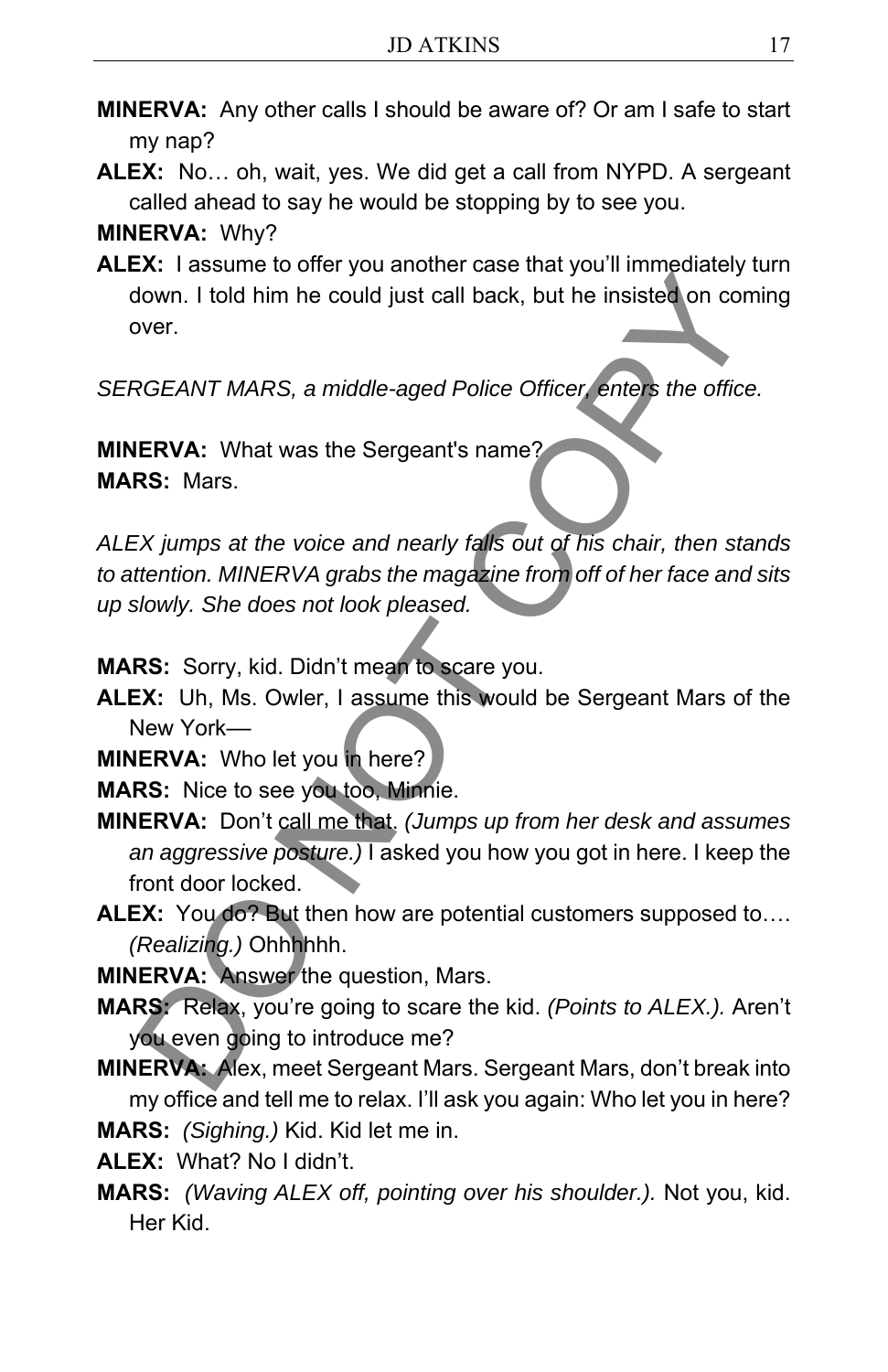**MINERVA:** Any other calls I should be aware of? Or am I safe to start my nap?

**ALEX:** No… oh, wait, yes. We did get a call from NYPD. A sergeant called ahead to say he would be stopping by to see you.

**MINERVA:** Why?

**ALEX:** I assume to offer you another case that you'll immediately turn down. I told him he could just call back, but he insisted on coming over.

*SERGEANT MARS, a middle-aged Police Officer, enters the office.*

**MINERVA:** What was the Sergeant's name?

**MARS:** Mars.

*ALEX jumps at the voice and nearly falls out of his chair, then stands to attention. MINERVA grabs the magazine from off of her face and sits up slowly. She does not look pleased.*

**MARS:** Sorry, kid. Didn't mean to scare you.

**ALEX:** Uh, Ms. Owler, I assume this would be Sergeant Mars of the New York—

**MINERVA:** Who let you in here?

**MARS:** Nice to see you too, Minnie.

**MINERVA:** Don't call me that. *(Jumps up from her desk and assumes an aggressive posture.)* I asked you how you got in here. I keep the front door locked.

**ALEX:** You do? But then how are potential customers supposed to…. *(Realizing.)* Ohhhhhh.

**MINERVA:** Answer the question, Mars.

**MARS:** Relax, you're going to scare the kid. *(Points to ALEX.).* Aren't you even going to introduce me?

**MINERVA:** Alex, meet Sergeant Mars. Sergeant Mars, don't break into my office and tell me to relax. I'll ask you again: Who let you in here?

**MARS:** *(Sighing.)* Kid. Kid let me in.

**ALEX:** What? No I didn't.

**MARS:** *(Waving ALEX off, pointing over his shoulder.).* Not you, kid. Her Kid.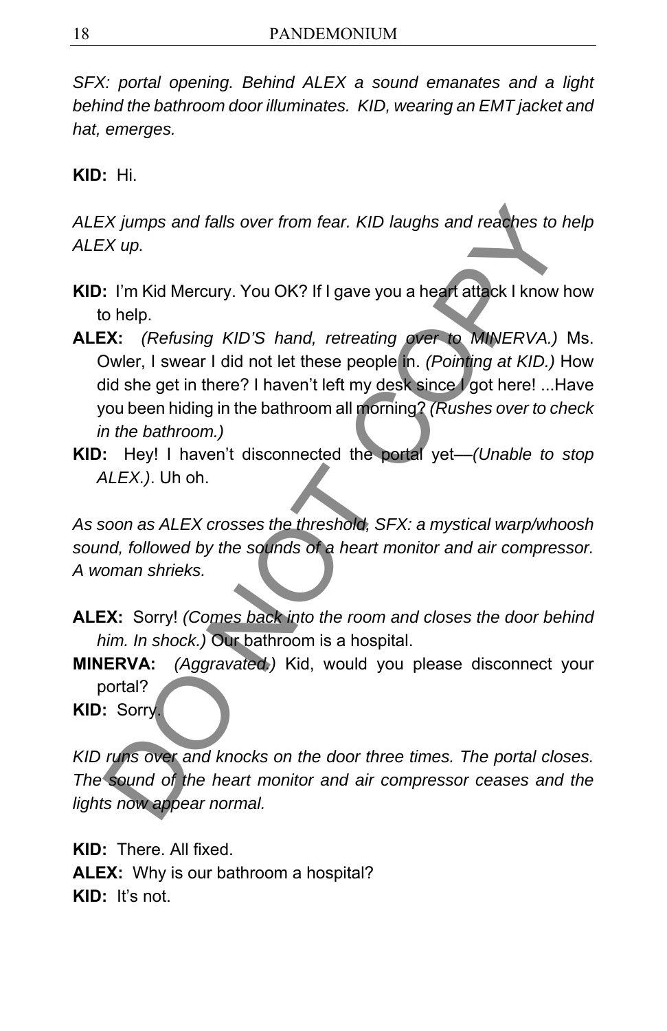*SFX: portal opening. Behind ALEX a sound emanates and a light behind the bathroom door illuminates. KID, wearing an EMT jacket and hat, emerges.*

**KID:** Hi.

*ALEX jumps and falls over from fear. KID laughs and reaches to help ALEX up.*

**KID:** I'm Kid Mercury. You OK? If I gave you a heart attack I know how to help.

**ALEX:** *(Refusing KID'S hand, retreating over to MINERVA.)* Ms. Owler, I swear I did not let these people in. *(Pointing at KID.)* How did she get in there? I haven't left my desk since I got here! ...Have you been hiding in the bathroom all morning? *(Rushes over to check in the bathroom.)*

**KID:** Hey! I haven't disconnected the portal yet—*(Unable to stop ALEX.)*. Uh oh.

*As soon as ALEX crosses the threshold, SFX: a mystical warp/whoosh sound, followed by the sounds of a heart monitor and air compressor. A woman shrieks.*

**ALEX:** Sorry! *(Comes back into the room and closes the door behind him. In shock.)* Our bathroom is a hospital.

**MINERVA:** *(Aggravated.)* Kid, would you please disconnect your portal?

**KID:** Sorry.

*KID runs over and knocks on the door three times. The portal closes. The sound of the heart monitor and air compressor ceases and the lights now appear normal.*

**KID:** There. All fixed.

**ALEX:** Why is our bathroom a hospital?

**KID:** It's not.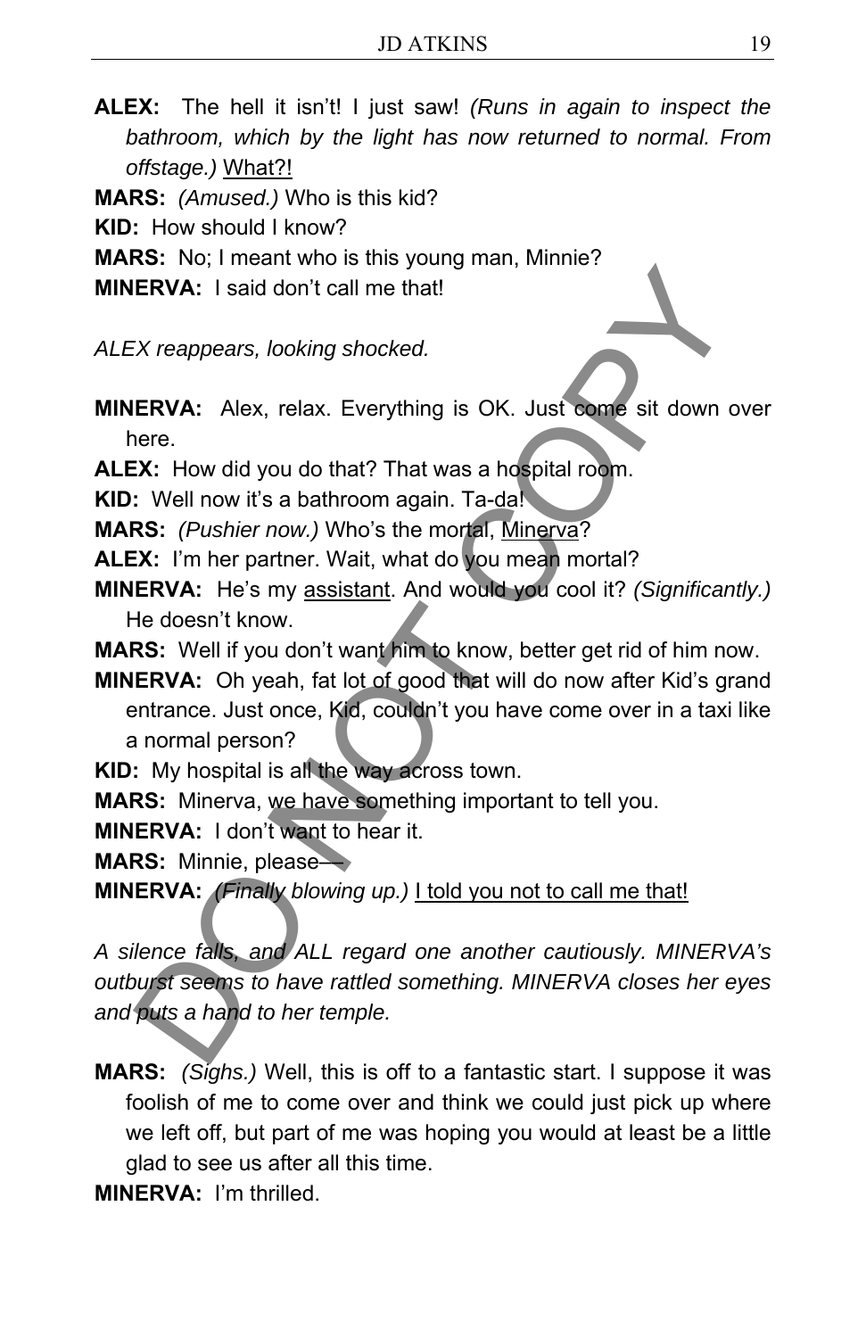**ALEX:** The hell it isn't! I just saw! *(Runs in again to inspect the bathroom, which by the light has now returned to normal. From offstage.)* <u>What?!</u>

**MARS:** *(Amused.)* Who is this kid?

**KID:** How should I know?

**MARS:** No; I meant who is this young man, Minnie?

**MINERVA:** I said don't call me that!

*ALEX reappears, looking shocked.*

**MINERVA:** Alex, relax. Everything is OK. Just come sit down over here.

**ALEX:** How did you do that? That was a hospital room.

**KID:** Well now it's a bathroom again. Ta-da!

**MARS:** *(Pushier now.)* Who's the mortal, <u>Minerva</u>?

**ALEX:** I'm her partner. Wait, what do you mean mortal?

**MINERVA:** He's my <u>assistant</u>. And would you cool it? *(Significantly.)* He doesn't know.

**MARS:** Well if you don't want him to know, better get rid of him now.

**MINERVA:** Oh yeah, fat lot of good that will do now after Kid's grand entrance. Just once, Kid, couldn't you have come over in a taxi like a normal person?

**KID:** My hospital is all the way across town.

**MARS:** Minerva, we have something important to tell you.

**MINERVA:** I don't want to hear it.

**MARS:** Minnie, please—

**MINERVA:** *(Finally blowing up.)* <u>I told you not to call me that!</u>

*A silence falls, and ALL regard one another cautiously. MINERVA's outburst seems to have rattled something. MINERVA closes her eyes and puts a hand to her temple.*

**MARS:** *(Sighs.)* Well, this is off to a fantastic start. I suppose it was foolish of me to come over and think we could just pick up where we left off, but part of me was hoping you would at least be a little glad to see us after all this time.

**MINERVA:** I'm thrilled.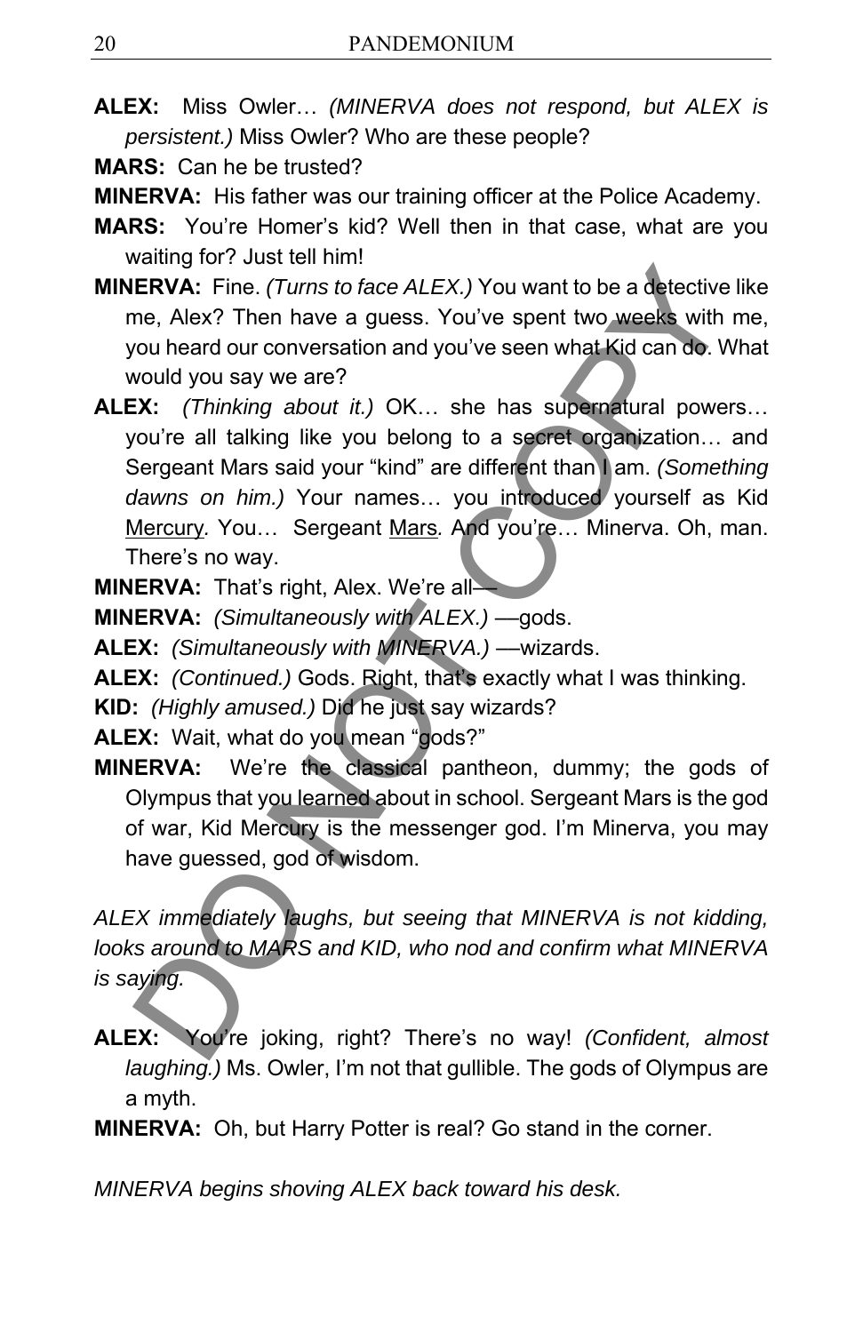**ALEX:** Miss Owler… *(MINERVA does not respond, but ALEX is persistent.)* Miss Owler? Who are these people?

**MARS:** Can he be trusted?

**MINERVA:** His father was our training officer at the Police Academy.

**MARS:** You're Homer's kid? Well then in that case, what are you waiting for? Just tell him!

**MINERVA:** Fine. *(Turns to face ALEX.)* You want to be a detective like me, Alex? Then have a guess. You've spent two weeks with me, you heard our conversation and you've seen what Kid can do. What would you say we are?

**ALEX:** *(Thinking about it.)* OK… she has supernatural powers… you're all talking like you belong to a secret organization… and Sergeant Mars said your "kind" are different than I am. *(Something dawns on him.)* Your names… you introduced yourself as Kid <u>Mercury</u>. You… Sergeant <u>Mars</u>. And you're… Minerva. Oh, man. There's no way.

**MINERVA:** That's right, Alex. We're all—

**MINERVA:** *(Simultaneously with ALEX.)* —gods.

**ALEX:** *(Simultaneously with MINERVA.)* —wizards.

**ALEX:** *(Continued.)* Gods. Right, that's exactly what I was thinking.

**KID:** *(Highly amused.)* Did he just say wizards?

**ALEX:** Wait, what do you mean "gods?"

**MINERVA:** We're the classical pantheon, dummy; the gods of Olympus that you learned about in school. Sergeant Mars is the god of war, Kid Mercury is the messenger god. I'm Minerva, you may have guessed, god of wisdom.

*ALEX immediately laughs, but seeing that MINERVA is not kidding, looks around to MARS and KID, who nod and confirm what MINERVA is saying.*

**ALEX:** You're joking, right? There's no way! *(Confident, almost laughing.)* Ms. Owler, I'm not that gullible. The gods of Olympus are a myth.

**MINERVA:** Oh, but Harry Potter is real? Go stand in the corner.

*MINERVA begins shoving ALEX back toward his desk.*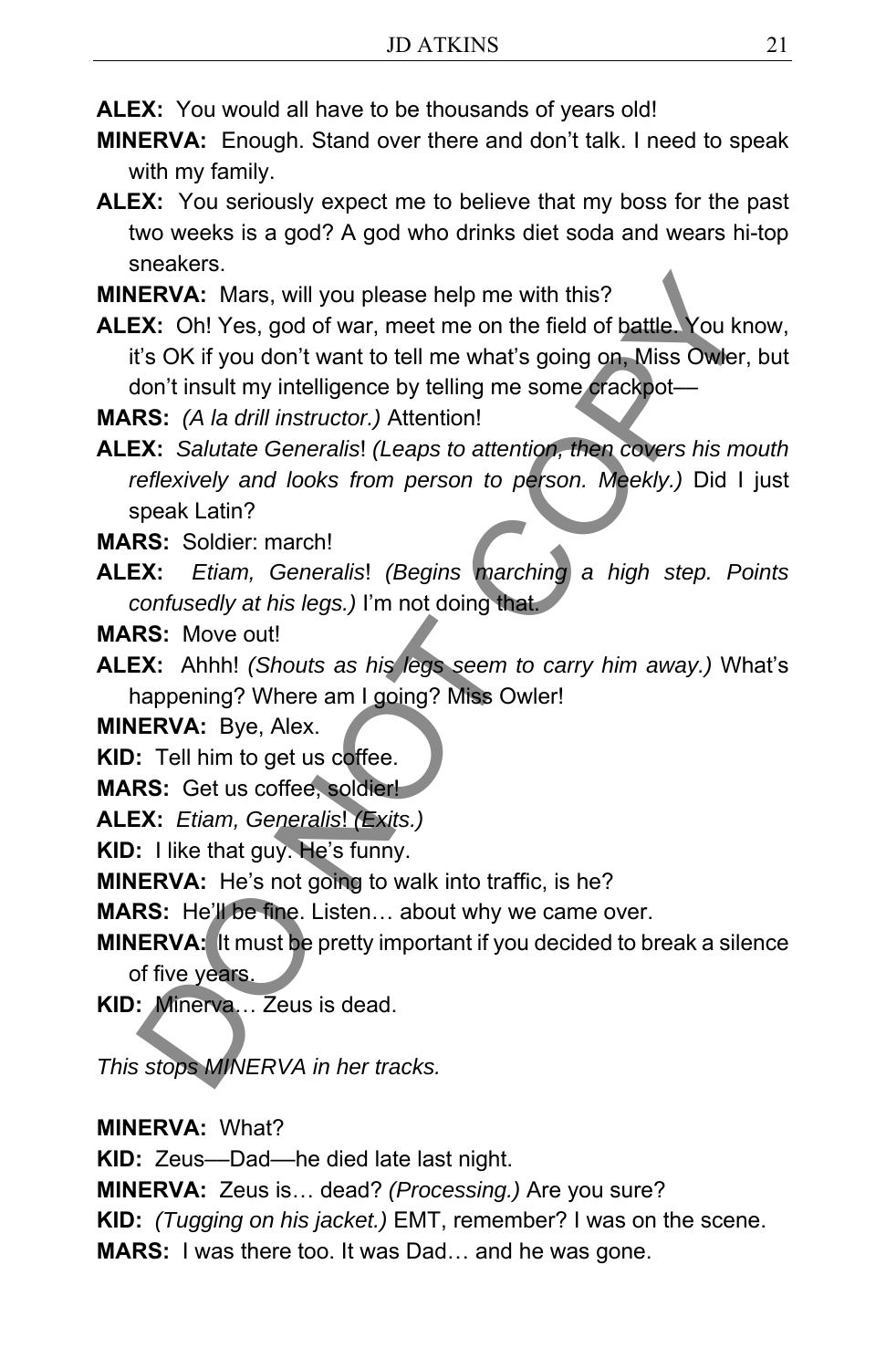**ALEX:** You would all have to be thousands of years old!

**MINERVA:** Enough. Stand over there and don't talk. I need to speak with my family.

**ALEX:** You seriously expect me to believe that my boss for the past two weeks is a god? A god who drinks diet soda and wears hi-top sneakers.

**MINERVA:** Mars, will you please help me with this?

**ALEX:** Oh! Yes, god of war, meet me on the field of battle. You know, it's OK if you don't want to tell me what's going on, Miss Owler, but don't insult my intelligence by telling me some crackpot—

**MARS:** *(A la drill instructor.)* Attention!

**ALEX:** *Salutate Generalis*! *(Leaps to attention, then covers his mouth reflexively and looks from person to person. Meekly.)* Did I just speak Latin?

**MARS:** Soldier: march!

**ALEX:** *Etiam, Generalis*! *(Begins marching a high step. Points confusedly at his legs.)* I'm not doing that.

**MARS:** Move out!

**ALEX:** Ahhh! *(Shouts as his legs seem to carry him away.)* What's happening? Where am I going? Miss Owler!

**MINERVA:** Bye, Alex.

**KID:** Tell him to get us coffee.

**MARS:** Get us coffee, soldier!

**ALEX:** *Etiam, Generalis*! *(Exits.)*

**KID:** I like that guy. He's funny.

**MINERVA:** He's not going to walk into traffic, is he?

**MARS:** He'll be fine. Listen… about why we came over.

**MINERVA:** It must be pretty important if you decided to break a silence of five years.

**KID:** Minerva… Zeus is dead.

*This stops MINERVA in her tracks.*

**MINERVA:** What?

**KID:** Zeus—Dad—he died late last night.

**MINERVA:** Zeus is… dead? *(Processing.)* Are you sure?

**KID:** *(Tugging on his jacket.)* EMT, remember? I was on the scene.

**MARS:** I was there too. It was Dad… and he was gone.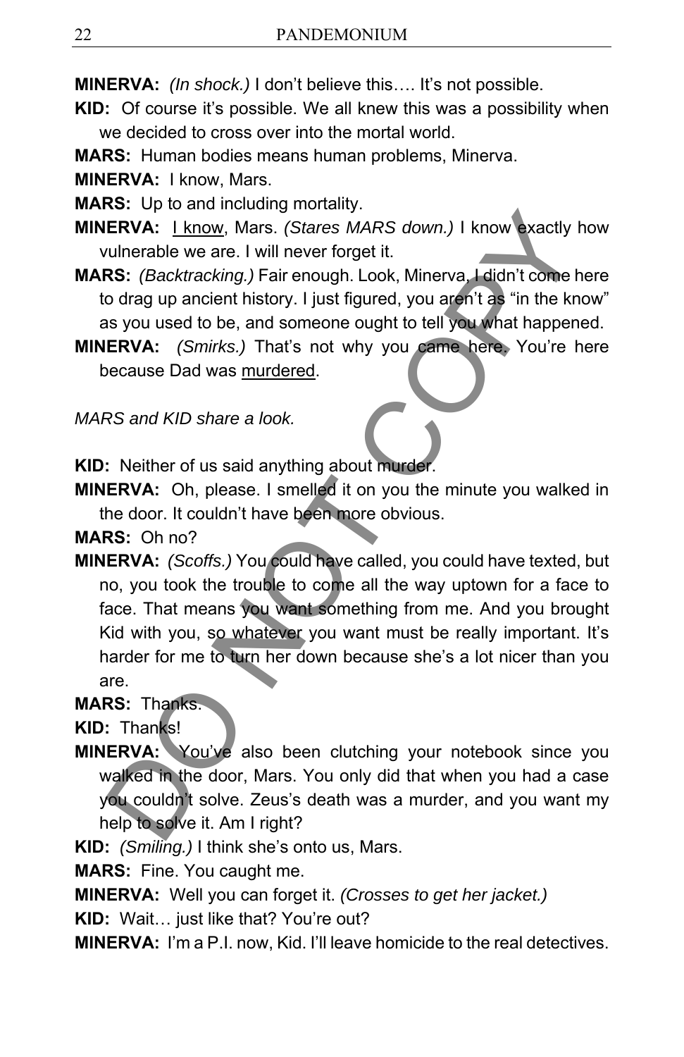**MINERVA:** *(In shock.)* I don't believe this…. It's not possible.

**KID:** Of course it's possible. We all knew this was a possibility when we decided to cross over into the mortal world.

**MARS:** Human bodies means human problems, Minerva.

**MINERVA:** I know, Mars.

**MARS:** Up to and including mortality.

**MINERVA:** I know, Mars. *(Stares MARS down.)* I know exactly how vulnerable we are. I will never forget it.

**MARS:** *(Backtracking.)* Fair enough. Look, Minerva, I didn't come here to drag up ancient history. I just figured, you aren't as "in the know" as you used to be, and someone ought to tell you what happened.

**MINERVA:** *(Smirks.)* That's not why you came here. You're here because Dad was murdered.

*MARS and KID share a look.*

**KID:** Neither of us said anything about murder.

**MINERVA:** Oh, please. I smelled it on you the minute you walked in the door. It couldn't have been more obvious.

**MARS:** Oh no?

**MINERVA:** *(Scoffs.)* You could have called, you could have texted, but no, you took the trouble to come all the way uptown for a face to face. That means you want something from me. And you brought Kid with you, so whatever you want must be really important. It's harder for me to turn her down because she's a lot nicer than you are.

**MARS:** Thanks.

**KID:** Thanks!

**MINERVA:** You've also been clutching your notebook since you walked in the door, Mars. You only did that when you had a case you couldn't solve. Zeus's death was a murder, and you want my help to solve it. Am I right?

**KID:** *(Smiling.)* I think she's onto us, Mars.

**MARS:** Fine. You caught me.

**MINERVA:** Well you can forget it. *(Crosses to get her jacket.)*

**KID:** Wait… just like that? You're out?

**MINERVA:** I'm a P.I. now, Kid. I'll leave homicide to the real detectives.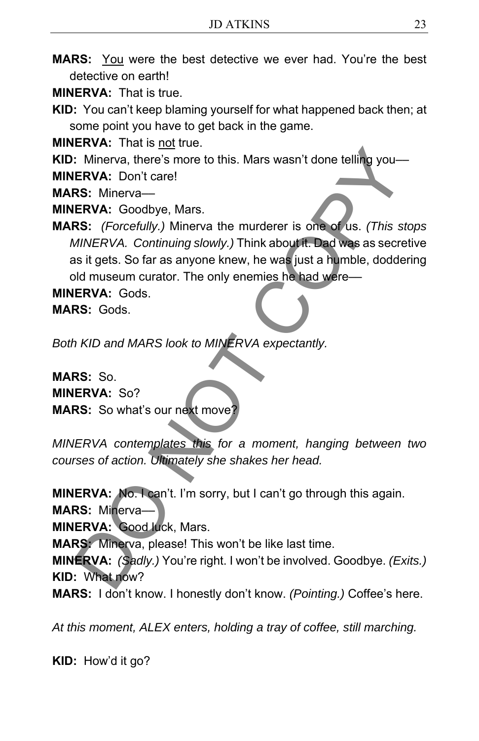**MARS:** <u>You</u> were the best detective we ever had. You're the best detective on earth!

**MINERVA:** That is true.

**KID:** You can't keep blaming yourself for what happened back then; at some point you have to get back in the game.

**MINERVA:** That is <u>not</u> true.

**KID:** Minerva, there's more to this. Mars wasn't done telling you—

**MINERVA:** Don't care!

**MARS:** Minerva—

**MINERVA:** Goodbye, Mars.

**MARS:** *(Forcefully.)* Minerva the murderer is one of us. *(This stops MINERVA. Continuing slowly.)* Think about it. Dad was as secretive as it gets. So far as anyone knew, he was just a humble, doddering old museum curator. The only enemies he had were—

**MINERVA:** Gods.

**MARS:** Gods.

*Both KID and MARS look to MINERVA expectantly.*

**MARS:** So.

**MINERVA:** So?

**MARS:** So what's our next move?

*MINERVA contemplates this for a moment, hanging between two courses of action. Ultimately she shakes her head.*

**MINERVA:** No. I can't. I'm sorry, but I can't go through this again.

**MARS:** Minerva—

**MINERVA:** Good luck, Mars.

**MARS:** Minerva, please! This won't be like last time.

**MINERVA:** *(Sadly.)* You're right. I won't be involved. Goodbye. *(Exits.)*

**KID:** What now?

**MARS:** I don't know. I honestly don't know. *(Pointing.)* Coffee's here.

*At this moment, ALEX enters, holding a tray of coffee, still marching.*

**KID:** How'd it go?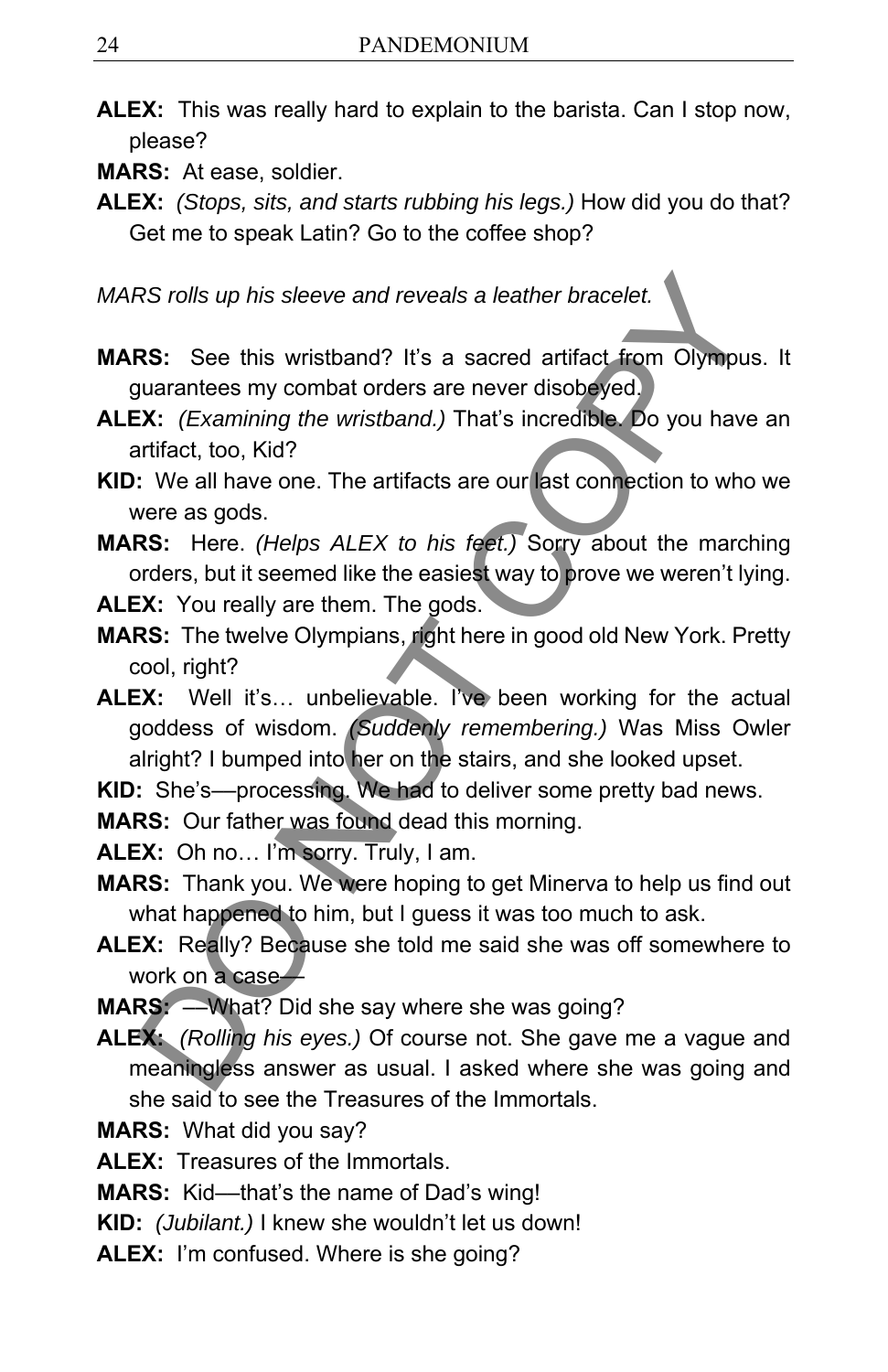**ALEX:** This was really hard to explain to the barista. Can I stop now, please?

**MARS:** At ease, soldier.

**ALEX:** *(Stops, sits, and starts rubbing his legs.)* How did you do that? Get me to speak Latin? Go to the coffee shop?

*MARS rolls up his sleeve and reveals a leather bracelet.*

**MARS:** See this wristband? It's a sacred artifact from Olympus. It guarantees my combat orders are never disobeyed.

**ALEX:** *(Examining the wristband.)* That's incredible. Do you have an artifact, too, Kid?

**KID:** We all have one. The artifacts are our last connection to who we were as gods.

**MARS:** Here. *(Helps ALEX to his feet.)* Sorry about the marching orders, but it seemed like the easiest way to prove we weren't lying.

**ALEX:** You really are them. The gods.

**MARS:** The twelve Olympians, right here in good old New York. Pretty cool, right?

**ALEX:** Well it's… unbelievable. I've been working for the actual goddess of wisdom. *(Suddenly remembering.)* Was Miss Owler alright? I bumped into her on the stairs, and she looked upset.

**KID:** She's—processing. We had to deliver some pretty bad news.

**MARS:** Our father was found dead this morning.

**ALEX:** Oh no… I'm sorry. Truly, I am.

**MARS:** Thank you. We were hoping to get Minerva to help us find out what happened to him, but I guess it was too much to ask.

**ALEX:** Really? Because she told me said she was off somewhere to work on a case—

**MARS:** —What? Did she say where she was going?

**ALEX:** *(Rolling his eyes.)* Of course not. She gave me a vague and meaningless answer as usual. I asked where she was going and she said to see the Treasures of the Immortals.

**MARS:** What did you say?

**ALEX:** Treasures of the Immortals.

**MARS:** Kid—that's the name of Dad's wing!

**KID:** *(Jubilant.)* I knew she wouldn't let us down!

**ALEX:** I'm confused. Where is she going?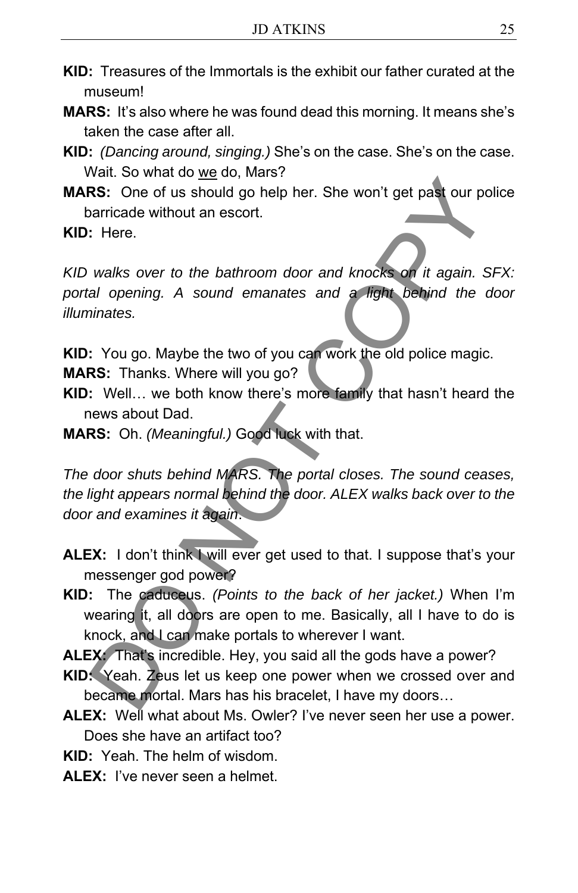**KID:** Treasures of the Immortals is the exhibit our father curated at the museum!

**MARS:** It's also where he was found dead this morning. It means she's taken the case after all.

**KID:** *(Dancing around, singing.)* She's on the case. She's on the case. Wait. So what do <u>we</u> do, Mars?

**MARS:** One of us should go help her. She won't get past our police barricade without an escort.

**KID:** Here.

*KID walks over to the bathroom door and knocks on it again. SFX: portal opening. A sound emanates and a light behind the door illuminates.*

**KID:** You go. Maybe the two of you can work the old police magic.

**MARS:** Thanks. Where will you go?

**KID:** Well… we both know there's more family that hasn't heard the news about Dad.

**MARS:** Oh. *(Meaningful.)* Good luck with that.

*The door shuts behind MARS. The portal closes. The sound ceases, the light appears normal behind the door. ALEX walks back over to the door and examines it again.*

**ALEX:** I don't think I will ever get used to that. I suppose that's your messenger god power?

**KID:** The caduceus. *(Points to the back of her jacket.)* When I'm wearing it, all doors are open to me. Basically, all I have to do is knock, and I can make portals to wherever I want.

**ALEX:** That's incredible. Hey, you said all the gods have a power?

**KID:** Yeah. Zeus let us keep one power when we crossed over and became mortal. Mars has his bracelet, I have my doors…

**ALEX:** Well what about Ms. Owler? I've never seen her use a power. Does she have an artifact too?

**KID:** Yeah. The helm of wisdom.

**ALEX:** I've never seen a helmet.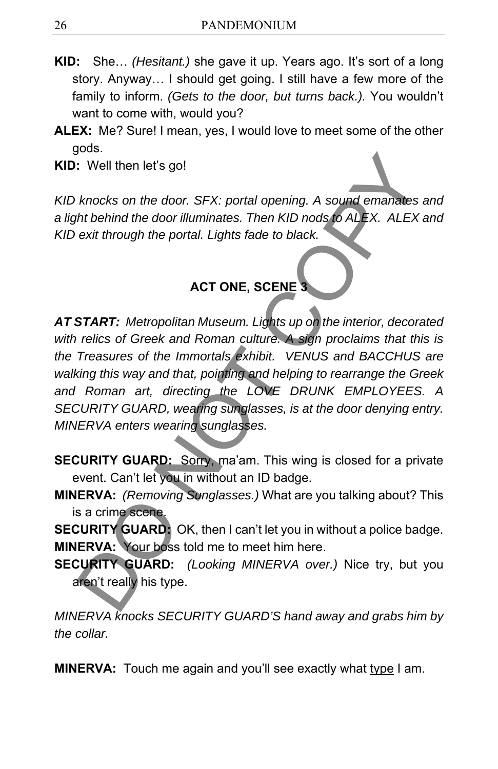**KID:** She… *(Hesitant.)* she gave it up. Years ago. It's sort of a long story. Anyway… I should get going. I still have a few more of the family to inform. *(Gets to the door, but turns back.).* You wouldn't want to come with, would you?

**ALEX:** Me? Sure! I mean, yes, I would love to meet some of the other gods.

**KID:** Well then let's go!

*KID knocks on the door. SFX: portal opening. A sound emanates and a light behind the door illuminates. Then KID nods to ALEX. ALEX and KID exit through the portal. Lights fade to black.*

## ACT ONE, SCENE 3

***AT START:*** *Metropolitan Museum. Lights up on the interior, decorated with relics of Greek and Roman culture. A sign proclaims that this is the Treasures of the Immortals exhibit. VENUS and BACCHUS are walking this way and that, pointing and helping to rearrange the Greek and Roman art, directing the LOVE DRUNK EMPLOYEES. A SECURITY GUARD, wearing sunglasses, is at the door denying entry. MINERVA enters wearing sunglasses.*

**SECURITY GUARD:** Sorry, ma'am. This wing is closed for a private event. Can't let you in without an ID badge.

**MINERVA:** *(Removing Sunglasses.)* What are you talking about? This is a crime scene.

**SECURITY GUARD:** OK, then I can't let you in without a police badge.

**MINERVA:** Your boss told me to meet him here.

**SECURITY GUARD:** *(Looking MINERVA over.)* Nice try, but you aren't really his type.

*MINERVA knocks SECURITY GUARD'S hand away and grabs him by the collar.*

**MINERVA:** Touch me again and you'll see exactly what <u>type</u> I am.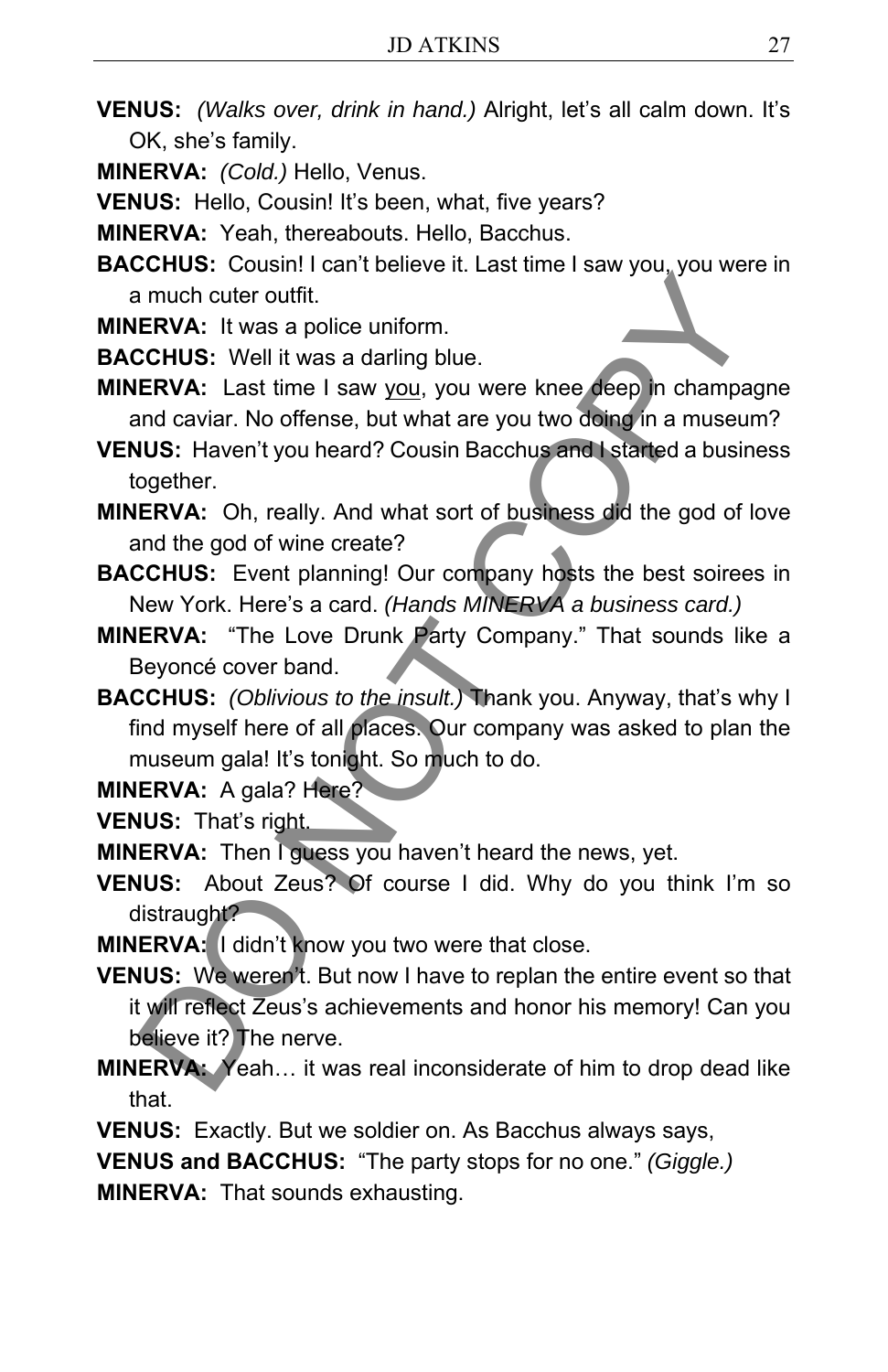**VENUS:** *(Walks over, drink in hand.)* Alright, let's all calm down. It's OK, she's family.

**MINERVA:** *(Cold.)* Hello, Venus.

**VENUS:** Hello, Cousin! It's been, what, five years?

**MINERVA:** Yeah, thereabouts. Hello, Bacchus.

**BACCHUS:** Cousin! I can't believe it. Last time I saw you, you were in a much cuter outfit.

**MINERVA:** It was a police uniform.

**BACCHUS:** Well it was a darling blue.

**MINERVA:** Last time I saw <u>you</u>, you were knee deep in champagne and caviar. No offense, but what are you two doing in a museum?

**VENUS:** Haven't you heard? Cousin Bacchus and I started a business together.

**MINERVA:** Oh, really. And what sort of business did the god of love and the god of wine create?

**BACCHUS:** Event planning! Our company hosts the best soirees in New York. Here's a card. *(Hands MINERVA a business card.)*

**MINERVA:** "The Love Drunk Party Company." That sounds like a Beyoncé cover band.

**BACCHUS:** *(Oblivious to the insult.)* Thank you. Anyway, that's why I find myself here of all places. Our company was asked to plan the museum gala! It's tonight. So much to do.

**MINERVA:** A gala? Here?

**VENUS:** That's right.

**MINERVA:** Then I guess you haven't heard the news, yet.

**VENUS:** About Zeus? Of course I did. Why do you think I'm so distraught?

**MINERVA:** I didn't know you two were that close.

**VENUS:** We weren't. But now I have to replan the entire event so that it will reflect Zeus's achievements and honor his memory! Can you believe it? The nerve.

**MINERVA:** Yeah… it was real inconsiderate of him to drop dead like that.

**VENUS:** Exactly. But we soldier on. As Bacchus always says,

**VENUS and BACCHUS:** "The party stops for no one." *(Giggle.)*

**MINERVA:** That sounds exhausting.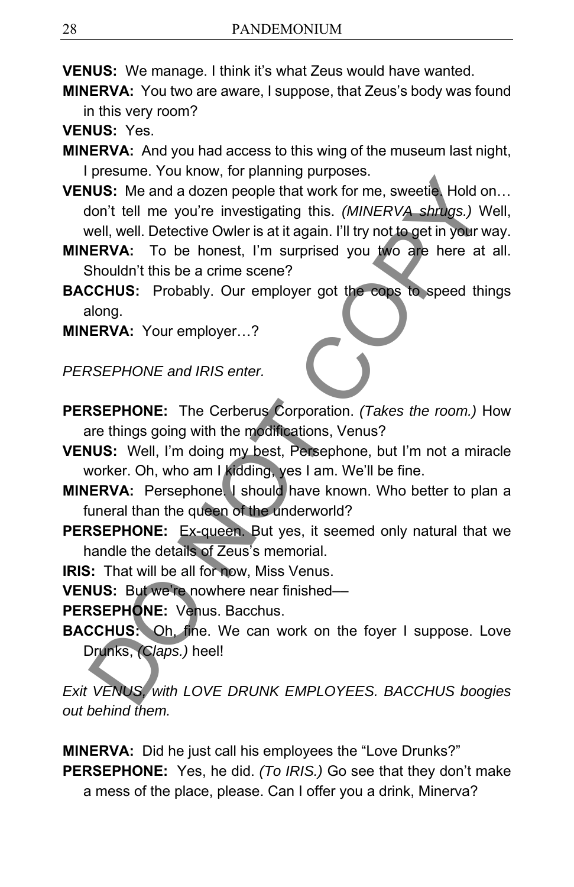**VENUS:** We manage. I think it's what Zeus would have wanted.

**MINERVA:** You two are aware, I suppose, that Zeus's body was found in this very room?

**VENUS:** Yes.

**MINERVA:** And you had access to this wing of the museum last night, I presume. You know, for planning purposes.

**VENUS:** Me and a dozen people that work for me, sweetie. Hold on… don't tell me you're investigating this. *(MINERVA shrugs.)* Well, well, well. Detective Owler is at it again. I'll try not to get in your way.

**MINERVA:** To be honest, I'm surprised you two are here at all. Shouldn't this be a crime scene?

**BACCHUS:** Probably. Our employer got the cops to speed things along.

**MINERVA:** Your employer…?

*PERSEPHONE and IRIS enter.*

**PERSEPHONE:** The Cerberus Corporation. *(Takes the room.)* How are things going with the modifications, Venus?

**VENUS:** Well, I'm doing my best, Persephone, but I'm not a miracle worker. Oh, who am I kidding, yes I am. We'll be fine.

**MINERVA:** Persephone. I should have known. Who better to plan a funeral than the queen of the underworld?

**PERSEPHONE:** Ex-queen. But yes, it seemed only natural that we handle the details of Zeus's memorial.

**IRIS:** That will be all for now, Miss Venus.

**VENUS:** But we're nowhere near finished—

**PERSEPHONE:** Venus. Bacchus.

**BACCHUS:** Oh, fine. We can work on the foyer I suppose. Love Drunks, *(Claps.)* heel!

*Exit VENUS, with LOVE DRUNK EMPLOYEES. BACCHUS boogies out behind them.*

**MINERVA:** Did he just call his employees the "Love Drunks?"

**PERSEPHONE:** Yes, he did. *(To IRIS.)* Go see that they don't make a mess of the place, please. Can I offer you a drink, Minerva?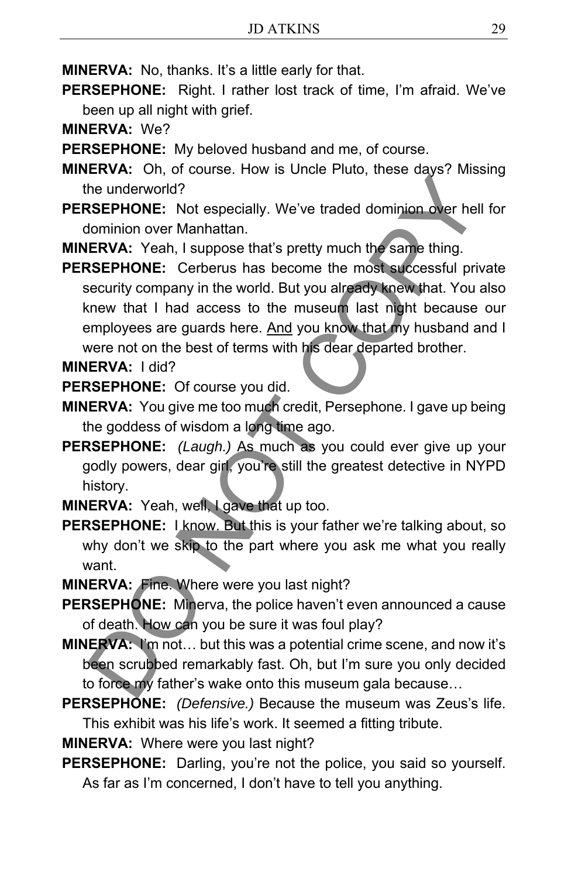**MINERVA:** No, thanks. It's a little early for that.

**PERSEPHONE:** Right. I rather lost track of time, I'm afraid. We've been up all night with grief.

**MINERVA:** We?

**PERSEPHONE:** My beloved husband and me, of course.

**MINERVA:** Oh, of course. How is Uncle Pluto, these days? Missing the underworld?

**PERSEPHONE:** Not especially. We've traded dominion over hell for dominion over Manhattan.

**MINERVA:** Yeah, I suppose that's pretty much the same thing.

**PERSEPHONE:** Cerberus has become the most successful private security company in the world. But you already knew that. You also knew that I had access to the museum last night because our employees are guards here. And you know that my husband and I were not on the best of terms with his dear departed brother.

**MINERVA:** I did?

**PERSEPHONE:** Of course you did.

**MINERVA:** You give me too much credit, Persephone. I gave up being the goddess of wisdom a long time ago.

**PERSEPHONE:** *(Laugh.)* As much as you could ever give up your godly powers, dear girl, you're still the greatest detective in NYPD history.

**MINERVA:** Yeah, well, I gave that up too.

**PERSEPHONE:** I know. But this is your father we're talking about, so why don't we skip to the part where you ask me what you really want.

**MINERVA:** Fine. Where were you last night?

**PERSEPHONE:** Minerva, the police haven't even announced a cause of death. How can you be sure it was foul play?

**MINERVA:** I'm not… but this was a potential crime scene, and now it's been scrubbed remarkably fast. Oh, but I'm sure you only decided to force my father's wake onto this museum gala because…

**PERSEPHONE:** *(Defensive.)* Because the museum was Zeus's life. This exhibit was his life's work. It seemed a fitting tribute.

**MINERVA:** Where were you last night?

**PERSEPHONE:** Darling, you're not the police, you said so yourself. As far as I'm concerned, I don't have to tell you anything.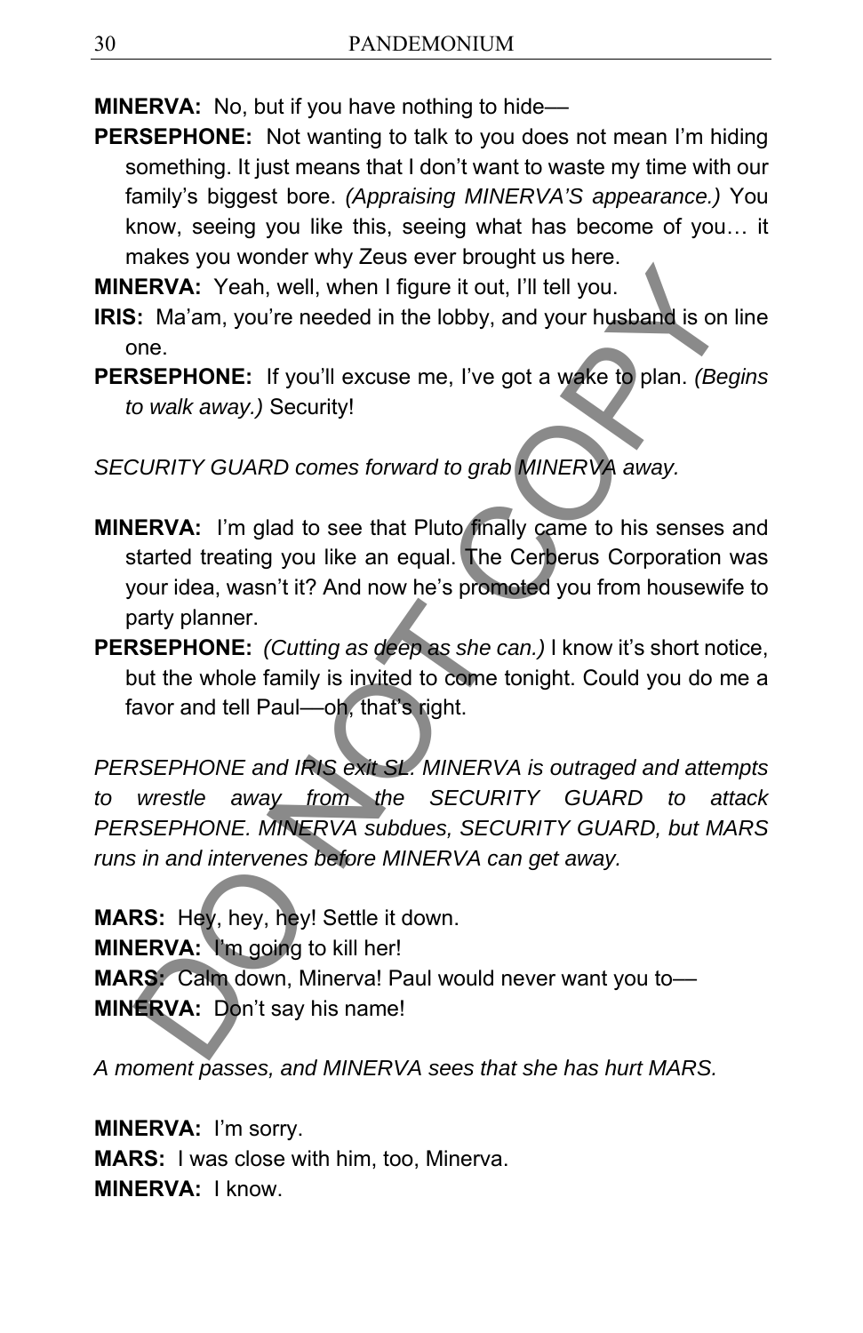**MINERVA:** No, but if you have nothing to hide––

**PERSEPHONE:** Not wanting to talk to you does not mean I'm hiding something. It just means that I don't want to waste my time with our family's biggest bore. *(Appraising MINERVA'S appearance.)* You know, seeing you like this, seeing what has become of you… it makes you wonder why Zeus ever brought us here.

**MINERVA:** Yeah, well, when I figure it out, I'll tell you.

**IRIS:** Ma'am, you're needed in the lobby, and your husband is on line one.

**PERSEPHONE:** If you'll excuse me, I've got a wake to plan. *(Begins to walk away.)* Security!

*SECURITY GUARD comes forward to grab MINERVA away.*

**MINERVA:** I'm glad to see that Pluto finally came to his senses and started treating you like an equal. The Cerberus Corporation was your idea, wasn't it? And now he's promoted you from housewife to party planner.

**PERSEPHONE:** *(Cutting as deep as she can.)* I know it's short notice, but the whole family is invited to come tonight. Could you do me a favor and tell Paul––oh, that's right.

*PERSEPHONE and IRIS exit SL. MINERVA is outraged and attempts to wrestle away from the SECURITY GUARD to attack PERSEPHONE. MINERVA subdues, SECURITY GUARD, but MARS runs in and intervenes before MINERVA can get away.*

**MARS:** Hey, hey, hey! Settle it down.

**MINERVA:** I'm going to kill her!

**MARS:** Calm down, Minerva! Paul would never want you to––

**MINERVA:** Don't say his name!

*A moment passes, and MINERVA sees that she has hurt MARS.*

**MINERVA:** I'm sorry.

**MARS:** I was close with him, too, Minerva.

**MINERVA:** I know.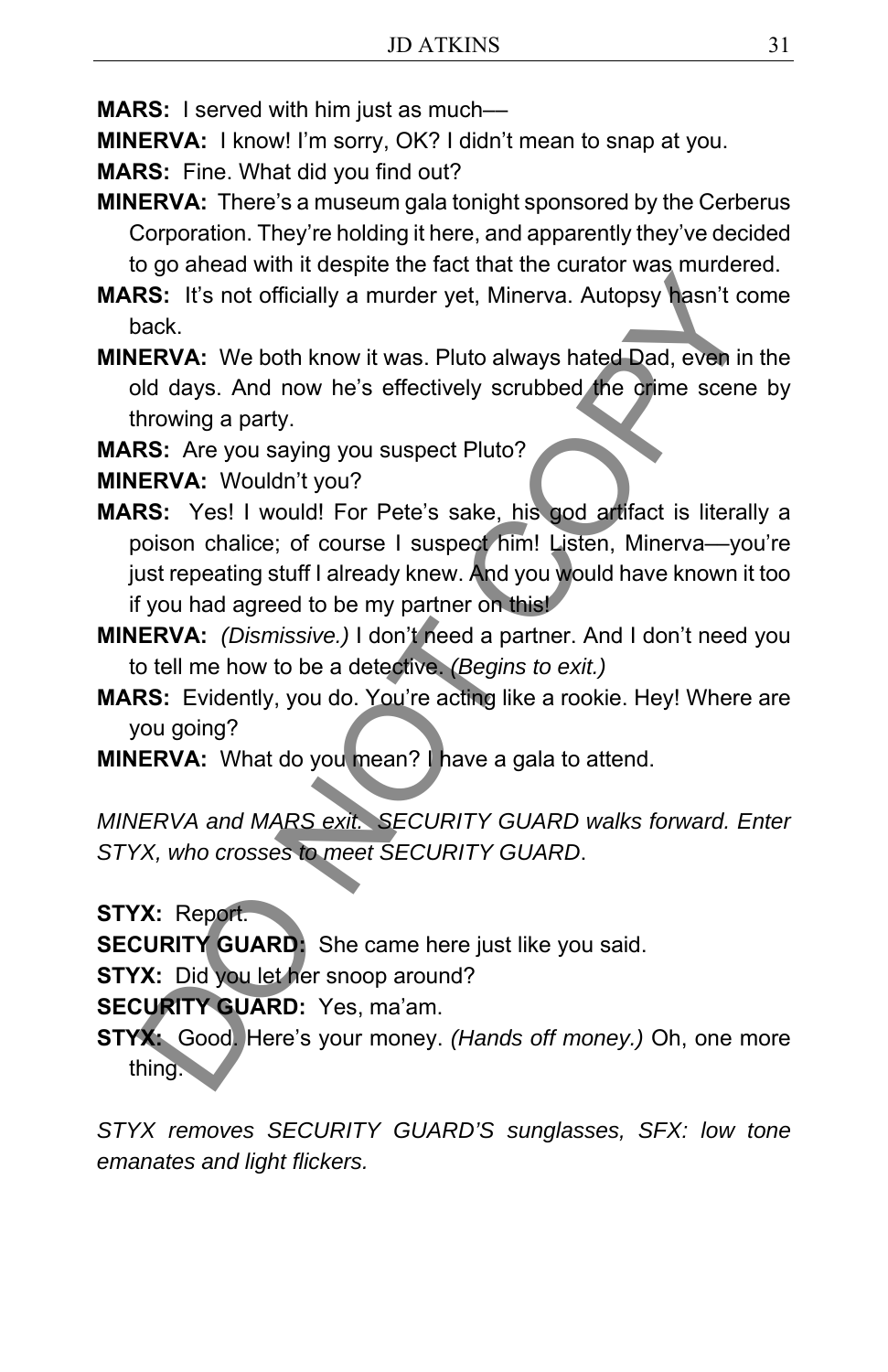**MARS:** I served with him just as much—

**MINERVA:** I know! I'm sorry, OK? I didn't mean to snap at you.

**MARS:** Fine. What did you find out?

**MINERVA:** There's a museum gala tonight sponsored by the Cerberus Corporation. They're holding it here, and apparently they've decided to go ahead with it despite the fact that the curator was murdered.

**MARS:** It's not officially a murder yet, Minerva. Autopsy hasn't come back.

**MINERVA:** We both know it was. Pluto always hated Dad, even in the old days. And now he's effectively scrubbed the crime scene by throwing a party.

**MARS:** Are you saying you suspect Pluto?

**MINERVA:** Wouldn't you?

**MARS:** Yes! I would! For Pete's sake, his god artifact is literally a poison chalice; of course I suspect him! Listen, Minerva—you're just repeating stuff I already knew. And you would have known it too if you had agreed to be my partner on this!

**MINERVA:** *(Dismissive.)* I don't need a partner. And I don't need you to tell me how to be a detective. *(Begins to exit.)*

**MARS:** Evidently, you do. You're acting like a rookie. Hey! Where are you going?

**MINERVA:** What do you mean? I have a gala to attend.

*MINERVA and MARS exit. SECURITY GUARD walks forward. Enter STYX, who crosses to meet SECURITY GUARD.*

**STYX:** Report.

**SECURITY GUARD:** She came here just like you said.

**STYX:** Did you let her snoop around?

**SECURITY GUARD:** Yes, ma'am.

**STYX:** Good. Here's your money. *(Hands off money.)* Oh, one more thing.

*STYX removes SECURITY GUARD'S sunglasses, SFX: low tone emanates and light flickers.*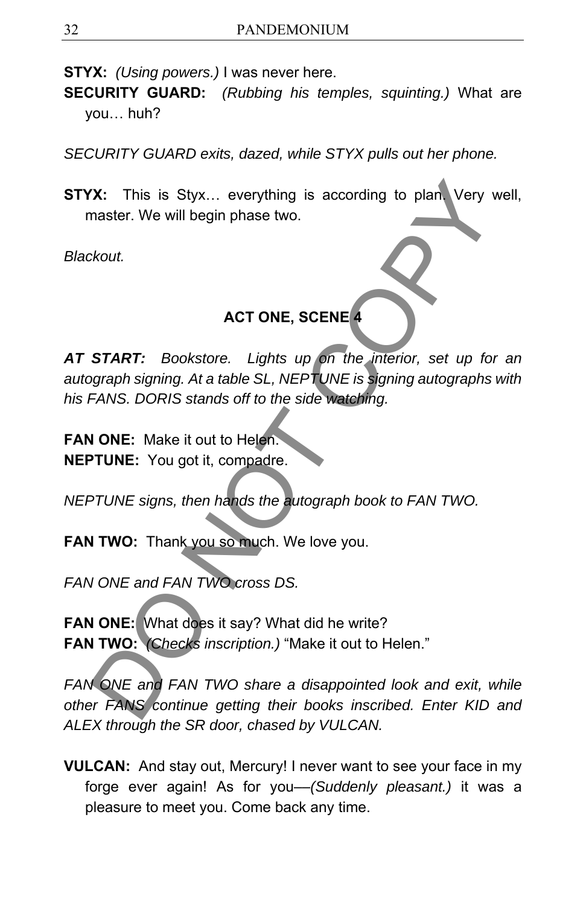**STYX:** *(Using powers.)* I was never here.

**SECURITY GUARD:** *(Rubbing his temples, squinting.)* What are you… huh?

*SECURITY GUARD exits, dazed, while STYX pulls out her phone.*

**STYX:** This is Styx… everything is according to plan. Very well, master. We will begin phase two.

*Blackout.*

## ACT ONE, SCENE 4

***AT START:*** *Bookstore. Lights up on the interior, set up for an autograph signing. At a table SL, NEPTUNE is signing autographs with his FANS. DORIS stands off to the side watching.*

**FAN ONE:** Make it out to Helen.

**NEPTUNE:** You got it, compadre.

*NEPTUNE signs, then hands the autograph book to FAN TWO.*

**FAN TWO:** Thank you so much. We love you.

*FAN ONE and FAN TWO cross DS.*

**FAN ONE:** What does it say? What did he write?

**FAN TWO:** *(Checks inscription.)* "Make it out to Helen."

*FAN ONE and FAN TWO share a disappointed look and exit, while other FANS continue getting their books inscribed. Enter KID and ALEX through the SR door, chased by VULCAN.*

**VULCAN:** And stay out, Mercury! I never want to see your face in my forge ever again! As for you—*(Suddenly pleasant.)* it was a pleasure to meet you. Come back any time.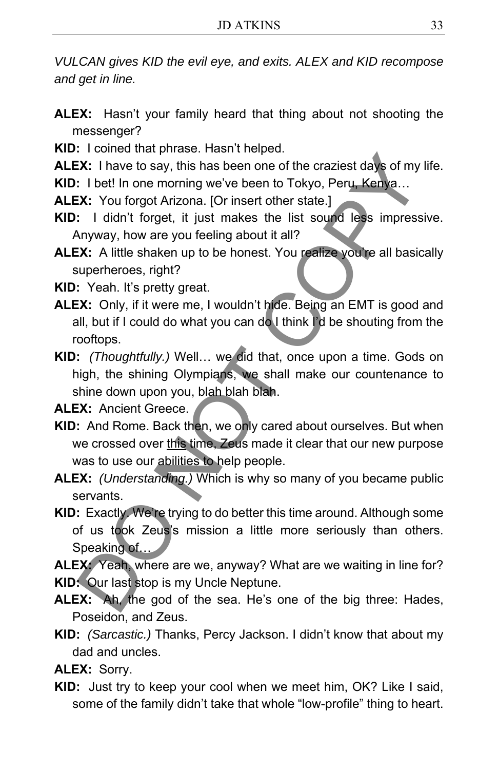*VULCAN gives KID the evil eye, and exits. ALEX and KID recompose and get in line.*

**ALEX:** Hasn't your family heard that thing about not shooting the messenger?

**KID:** I coined that phrase. Hasn't helped.

**ALEX:** I have to say, this has been one of the craziest days of my life.

**KID:** I bet! In one morning we've been to Tokyo, Peru, Kenya…

**ALEX:** You forgot Arizona. [Or insert other state.]

**KID:** I didn't forget, it just makes the list sound less impressive. Anyway, how are you feeling about it all?

**ALEX:** A little shaken up to be honest. You realize you're all basically superheroes, right?

**KID:** Yeah. It's pretty great.

**ALEX:** Only, if it were me, I wouldn't hide. Being an EMT is good and all, but if I could do what you can do I think I'd be shouting from the rooftops.

**KID:** *(Thoughtfully.)* Well… we did that, once upon a time. Gods on high, the shining Olympians, we shall make our countenance to shine down upon you, blah blah blah.

**ALEX:** Ancient Greece.

**KID:** And Rome. Back then, we only cared about ourselves. But when we crossed over <u>this</u> time, Zeus made it clear that our new purpose was to use our abilities to help people.

**ALEX:** *(Understanding.)* Which is why so many of you became public servants.

**KID:** Exactly. We're trying to do better this time around. Although some of us took Zeus's mission a little more seriously than others. Speaking of…

**ALEX:** Yeah, where are we, anyway? What are we waiting in line for?

**KID:** Our last stop is my Uncle Neptune.

**ALEX:** Ah, the god of the sea. He's one of the big three: Hades, Poseidon, and Zeus.

**KID:** *(Sarcastic.)* Thanks, Percy Jackson. I didn't know that about my dad and uncles.

**ALEX:** Sorry.

**KID:** Just try to keep your cool when we meet him, OK? Like I said, some of the family didn't take that whole "low-profile" thing to heart.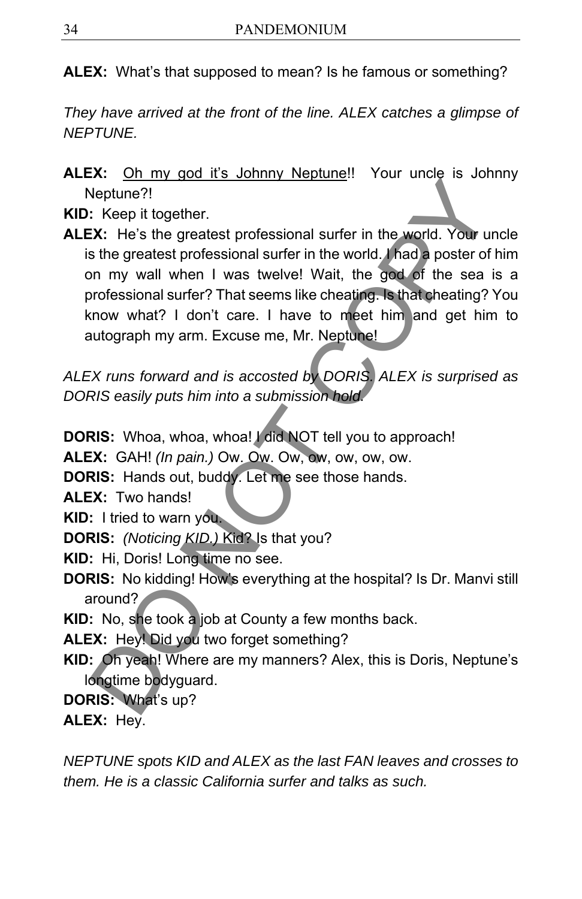**ALEX:** What's that supposed to mean? Is he famous or something?

*They have arrived at the front of the line. ALEX catches a glimpse of NEPTUNE.*

**ALEX:** <u>Oh my god it's Johnny Neptune</u>!! Your uncle is Johnny Neptune?!

**KID:** Keep it together.

**ALEX:** He's the greatest professional surfer in the world. Your uncle is the greatest professional surfer in the world. I had a poster of him on my wall when I was twelve! Wait, the god of the sea is a professional surfer? That seems like cheating. Is that cheating? You know what? I don't care. I have to meet him and get him to autograph my arm. Excuse me, Mr. Neptune!

*ALEX runs forward and is accosted by DORIS. ALEX is surprised as DORIS easily puts him into a submission hold.*

**DORIS:** Whoa, whoa, whoa! I did NOT tell you to approach!

**ALEX:** GAH! *(In pain.)* Ow. Ow. Ow, ow, ow, ow, ow.

**DORIS:** Hands out, buddy. Let me see those hands.

**ALEX:** Two hands!

**KID:** I tried to warn you.

**DORIS:** *(Noticing KID.)* Kid? Is that you?

**KID:** Hi, Doris! Long time no see.

**DORIS:** No kidding! How's everything at the hospital? Is Dr. Manvi still around?

**KID:** No, she took a job at County a few months back.

**ALEX:** Hey! Did you two forget something?

**KID:** Oh yeah! Where are my manners? Alex, this is Doris, Neptune's longtime bodyguard.

**DORIS:** What's up?

**ALEX:** Hey.

*NEPTUNE spots KID and ALEX as the last FAN leaves and crosses to them. He is a classic California surfer and talks as such.*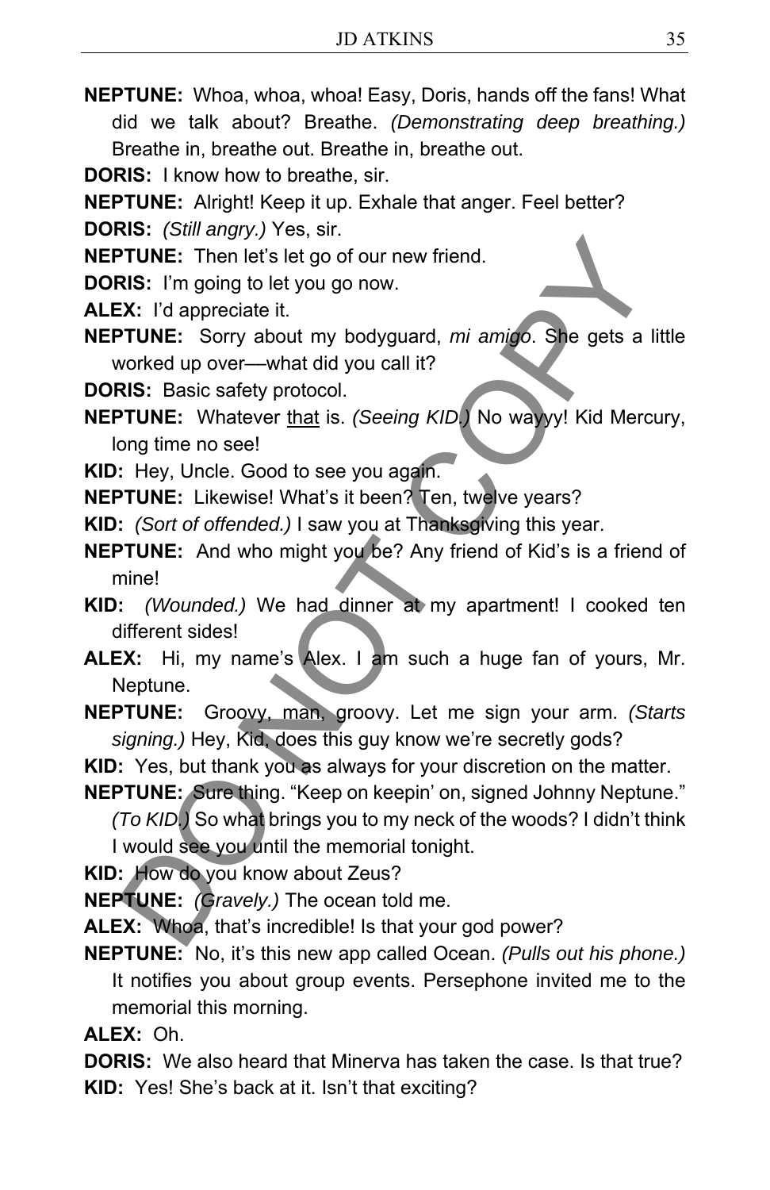**NEPTUNE:** Whoa, whoa, whoa! Easy, Doris, hands off the fans! What did we talk about? Breathe. *(Demonstrating deep breathing.)* Breathe in, breathe out. Breathe in, breathe out.

**DORIS:** I know how to breathe, sir.

**NEPTUNE:** Alright! Keep it up. Exhale that anger. Feel better?

**DORIS:** *(Still angry.)* Yes, sir.

**NEPTUNE:** Then let's let go of our new friend.

**DORIS:** I'm going to let you go now.

**ALEX:** I'd appreciate it.

**NEPTUNE:** Sorry about my bodyguard, *mi amigo*. She gets a little worked up over—what did you call it?

**DORIS:** Basic safety protocol.

**NEPTUNE:** Whatever <u>that</u> is. *(Seeing KID.)* No wayyy! Kid Mercury, long time no see!

**KID:** Hey, Uncle. Good to see you again.

**NEPTUNE:** Likewise! What's it been? Ten, twelve years?

**KID:** *(Sort of offended.)* I saw you at Thanksgiving this year.

**NEPTUNE:** And who might you be? Any friend of Kid's is a friend of mine!

**KID:** *(Wounded.)* We had dinner at my apartment! I cooked ten different sides!

**ALEX:** Hi, my name's Alex. I am such a huge fan of yours, Mr. Neptune.

**NEPTUNE:** Groovy, man, groovy. Let me sign your arm. *(Starts signing.)* Hey, Kid, does this guy know we're secretly gods?

**KID:** Yes, but thank you as always for your discretion on the matter.

**NEPTUNE:** Sure thing. "Keep on keepin' on, signed Johnny Neptune." *(To KID.)* So what brings you to my neck of the woods? I didn't think I would see you until the memorial tonight.

**KID:** How do you know about Zeus?

**NEPTUNE:** *(Gravely.)* The ocean told me.

**ALEX:** Whoa, that's incredible! Is that your god power?

**NEPTUNE:** No, it's this new app called Ocean. *(Pulls out his phone.)* It notifies you about group events. Persephone invited me to the memorial this morning.

**ALEX:** Oh.

**DORIS:** We also heard that Minerva has taken the case. Is that true?

**KID:** Yes! She's back at it. Isn't that exciting?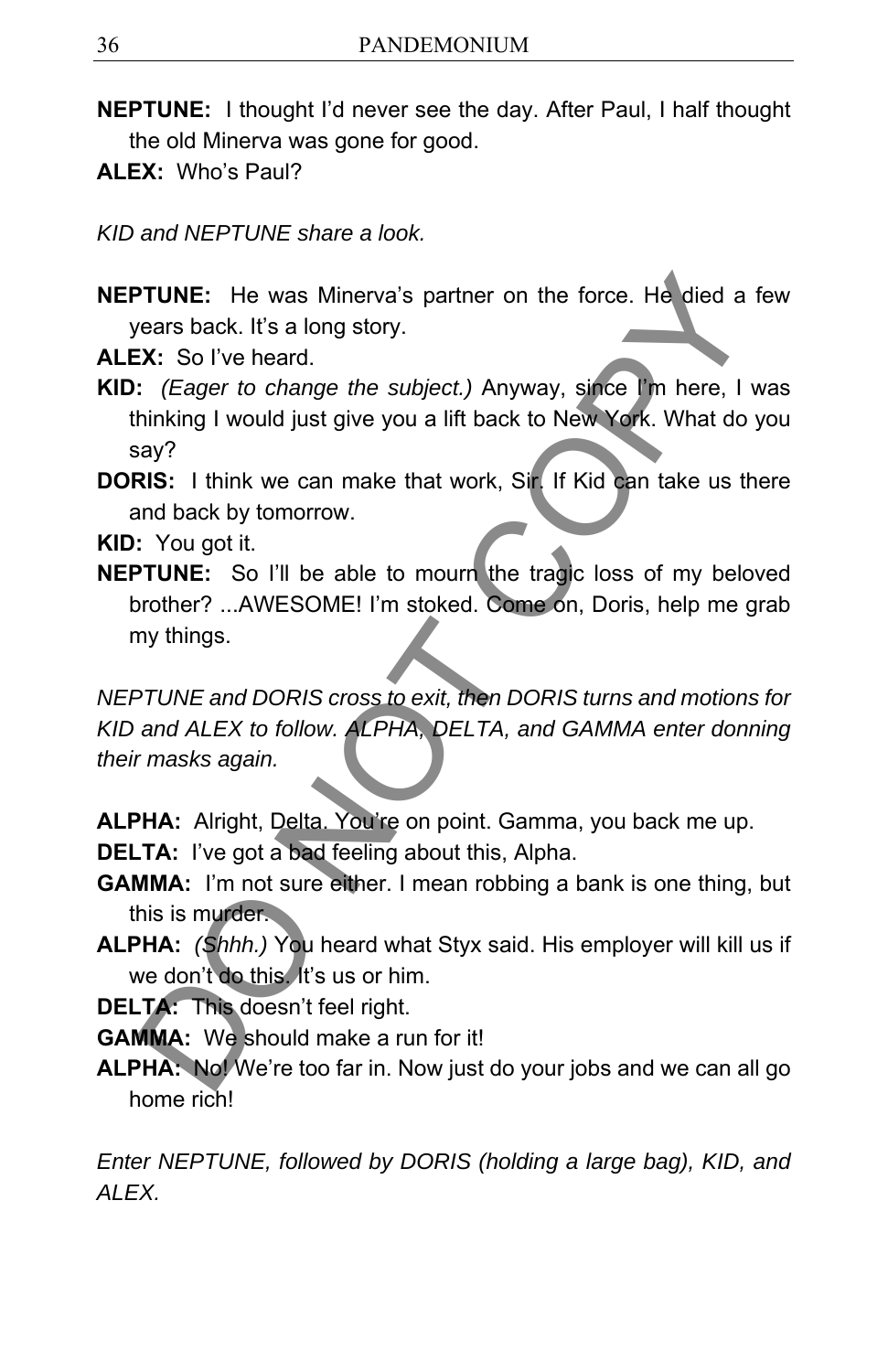**NEPTUNE:** I thought I'd never see the day. After Paul, I half thought the old Minerva was gone for good.

**ALEX:** Who's Paul?

*KID and NEPTUNE share a look.*

**NEPTUNE:** He was Minerva's partner on the force. He died a few years back. It's a long story.

**ALEX:** So I've heard.

**KID:** *(Eager to change the subject.)* Anyway, since I'm here, I was thinking I would just give you a lift back to New York. What do you say?

**DORIS:** I think we can make that work, Sir. If Kid can take us there and back by tomorrow.

**KID:** You got it.

**NEPTUNE:** So I'll be able to mourn the tragic loss of my beloved brother? ...AWESOME! I'm stoked. Come on, Doris, help me grab my things.

*NEPTUNE and DORIS cross to exit, then DORIS turns and motions for KID and ALEX to follow. ALPHA, DELTA, and GAMMA enter donning their masks again.*

**ALPHA:** Alright, Delta. You're on point. Gamma, you back me up.

**DELTA:** I've got a bad feeling about this, Alpha.

**GAMMA:** I'm not sure either. I mean robbing a bank is one thing, but this is murder.

**ALPHA:** *(Shhh.)* You heard what Styx said. His employer will kill us if we don't do this. It's us or him.

**DELTA:** This doesn't feel right.

**GAMMA:** We should make a run for it!

**ALPHA:** No! We're too far in. Now just do your jobs and we can all go home rich!

*Enter NEPTUNE, followed by DORIS (holding a large bag), KID, and ALEX.*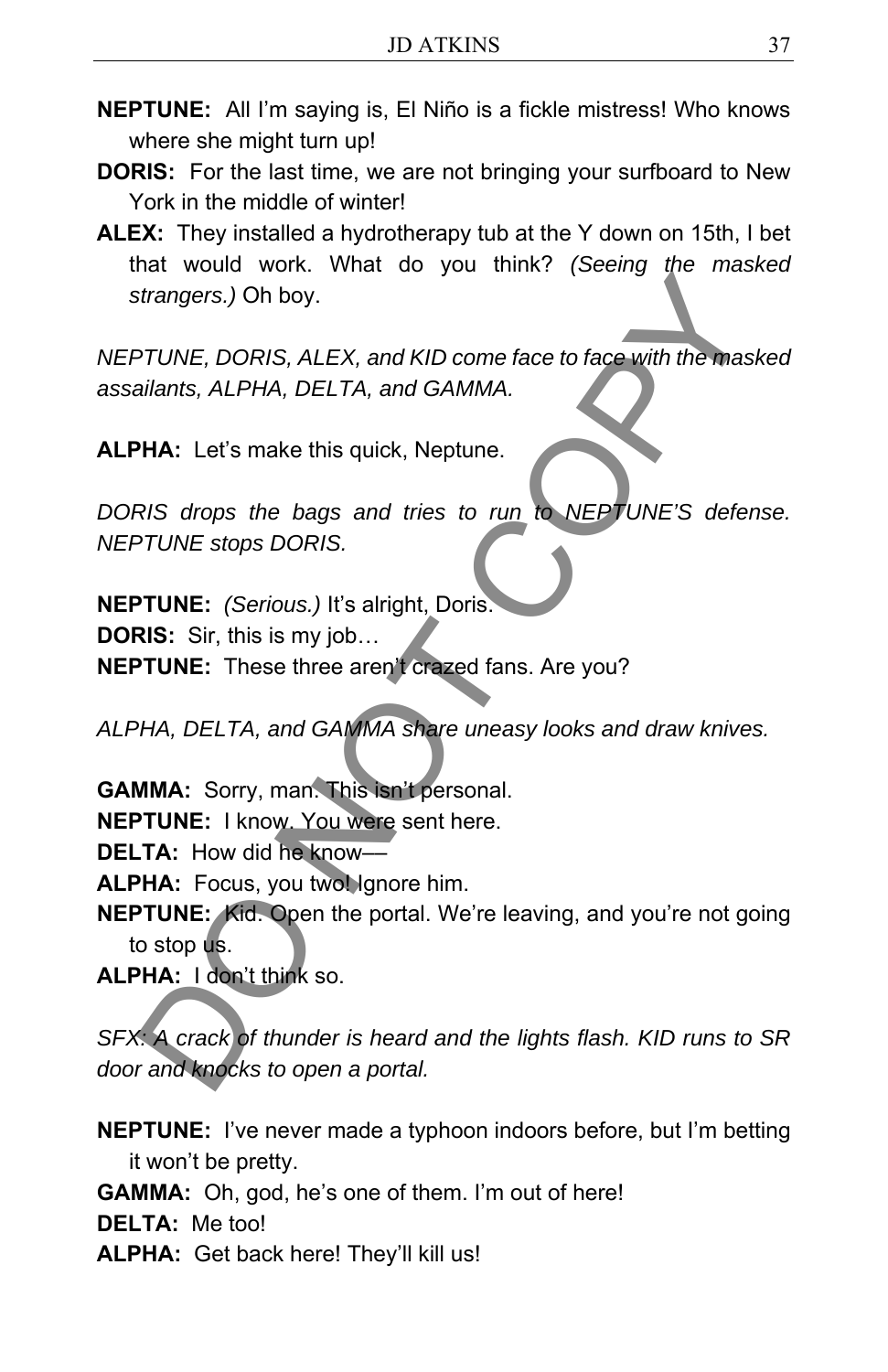**NEPTUNE:** All I'm saying is, El Niño is a fickle mistress! Who knows where she might turn up!

**DORIS:** For the last time, we are not bringing your surfboard to New York in the middle of winter!

**ALEX:** They installed a hydrotherapy tub at the Y down on 15th, I bet that would work. What do you think? *(Seeing the masked strangers.)* Oh boy.

*NEPTUNE, DORIS, ALEX, and KID come face to face with the masked assailants, ALPHA, DELTA, and GAMMA.*

**ALPHA:** Let's make this quick, Neptune.

*DORIS drops the bags and tries to run to NEPTUNE'S defense. NEPTUNE stops DORIS.*

**NEPTUNE:** *(Serious.)* It's alright, Doris.

**DORIS:** Sir, this is my job…

**NEPTUNE:** These three aren't crazed fans. Are you?

*ALPHA, DELTA, and GAMMA share uneasy looks and draw knives.*

**GAMMA:** Sorry, man. This isn't personal.

**NEPTUNE:** I know. You were sent here.

**DELTA:** How did he know––

**ALPHA:** Focus, you two! Ignore him.

**NEPTUNE:** Kid. Open the portal. We're leaving, and you're not going to stop us.

**ALPHA:** I don't think so.

*SFX: A crack of thunder is heard and the lights flash. KID runs to SR door and knocks to open a portal.*

**NEPTUNE:** I've never made a typhoon indoors before, but I'm betting it won't be pretty.

**GAMMA:** Oh, god, he's one of them. I'm out of here!

**DELTA:** Me too!

**ALPHA:** Get back here! They'll kill us!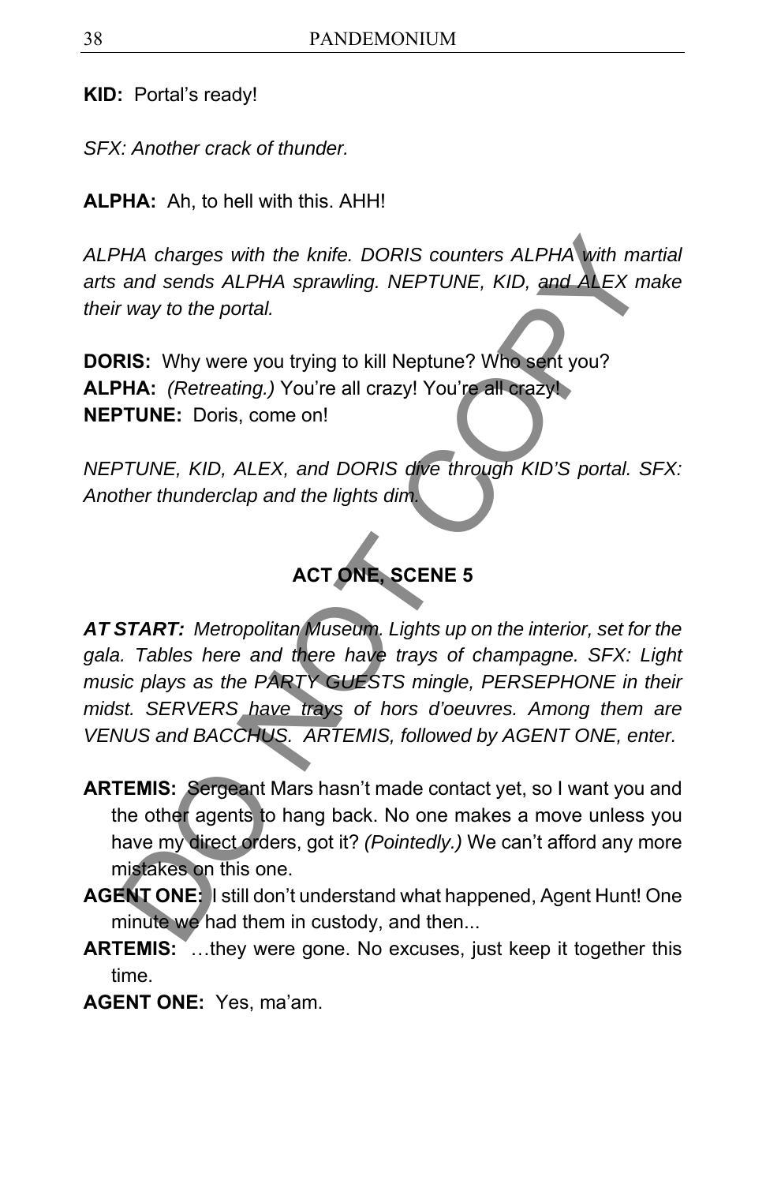**KID:** Portal's ready!

*SFX: Another crack of thunder.*

**ALPHA:** Ah, to hell with this. AHH!

*ALPHA charges with the knife. DORIS counters ALPHA with martial arts and sends ALPHA sprawling. NEPTUNE, KID, and ALEX make their way to the portal.*

**DORIS:** Why were you trying to kill Neptune? Who sent you?
**ALPHA:** *(Retreating.)* You're all crazy! You're all crazy!
**NEPTUNE:** Doris, come on!

*NEPTUNE, KID, ALEX, and DORIS dive through KID'S portal. SFX: Another thunderclap and the lights dim.*

## ACT ONE, SCENE 5

***AT START:** Metropolitan Museum. Lights up on the interior, set for the gala. Tables here and there have trays of champagne. SFX: Light music plays as the PARTY GUESTS mingle, PERSEPHONE in their midst. SERVERS have trays of hors d'oeuvres. Among them are VENUS and BACCHUS. ARTEMIS, followed by AGENT ONE, enter.*

**ARTEMIS:** Sergeant Mars hasn't made contact yet, so I want you and the other agents to hang back. No one makes a move unless you have my direct orders, got it? *(Pointedly.)* We can't afford any more mistakes on this one.

**AGENT ONE:** I still don't understand what happened, Agent Hunt! One minute we had them in custody, and then...

**ARTEMIS:** …they were gone. No excuses, just keep it together this time.

**AGENT ONE:** Yes, ma'am.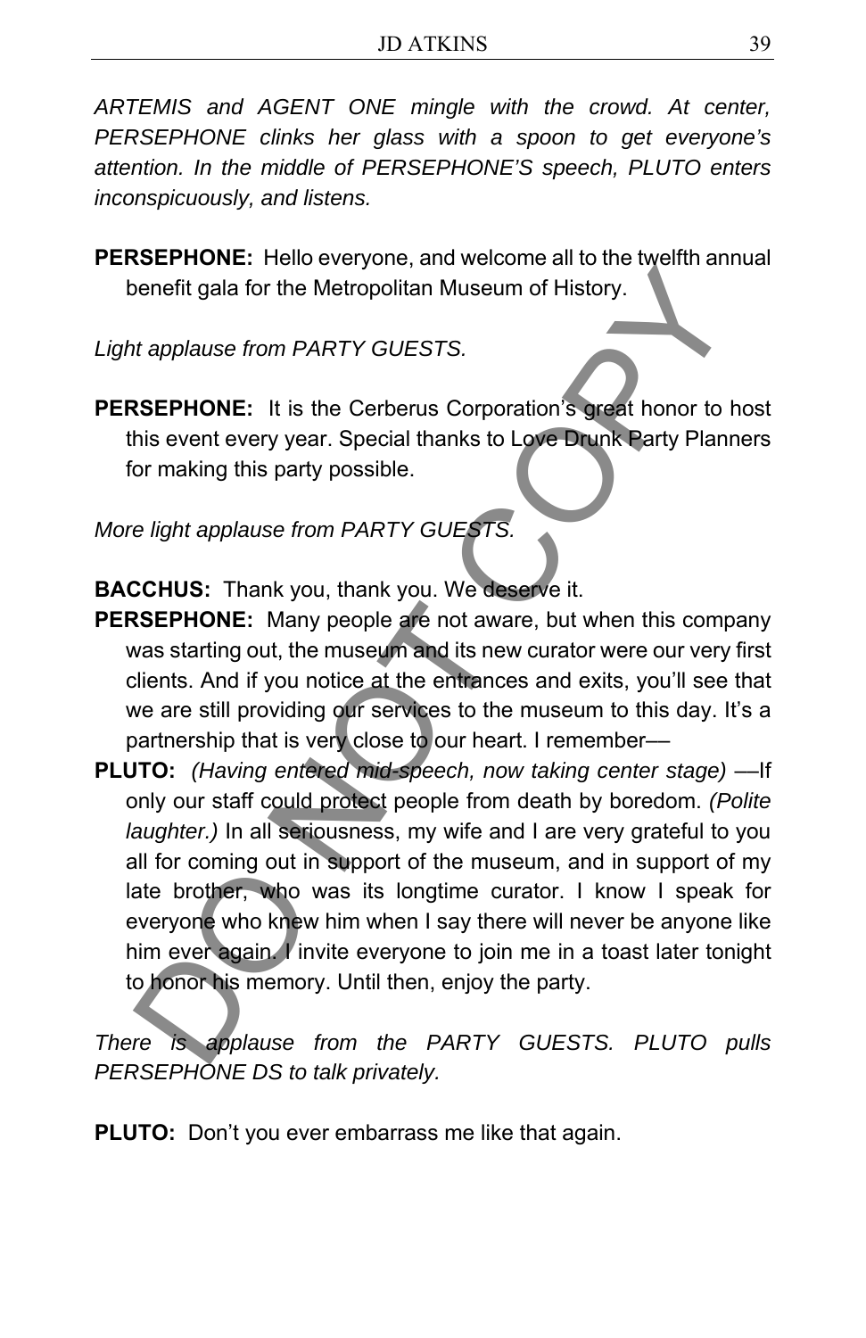*ARTEMIS and AGENT ONE mingle with the crowd. At center, PERSEPHONE clinks her glass with a spoon to get everyone's attention. In the middle of PERSEPHONE'S speech, PLUTO enters inconspicuously, and listens.*

**PERSEPHONE:** Hello everyone, and welcome all to the twelfth annual benefit gala for the Metropolitan Museum of History.

*Light applause from PARTY GUESTS.*

**PERSEPHONE:** It is the Cerberus Corporation's great honor to host this event every year. Special thanks to Love Drunk Party Planners for making this party possible.

*More light applause from PARTY GUESTS.*

**BACCHUS:** Thank you, thank you. We deserve it.

**PERSEPHONE:** Many people are not aware, but when this company was starting out, the museum and its new curator were our very first clients. And if you notice at the entrances and exits, you'll see that we are still providing our services to the museum to this day. It's a partnership that is very close to our heart. I remember—

**PLUTO:** *(Having entered mid-speech, now taking center stage)* —If only our staff could protect people from death by boredom. *(Polite laughter.)* In all seriousness, my wife and I are very grateful to you all for coming out in support of the museum, and in support of my late brother, who was its longtime curator. I know I speak for everyone who knew him when I say there will never be anyone like him ever again. I invite everyone to join me in a toast later tonight to honor his memory. Until then, enjoy the party.

*There is applause from the PARTY GUESTS. PLUTO pulls PERSEPHONE DS to talk privately.*

**PLUTO:** Don't you ever embarrass me like that again.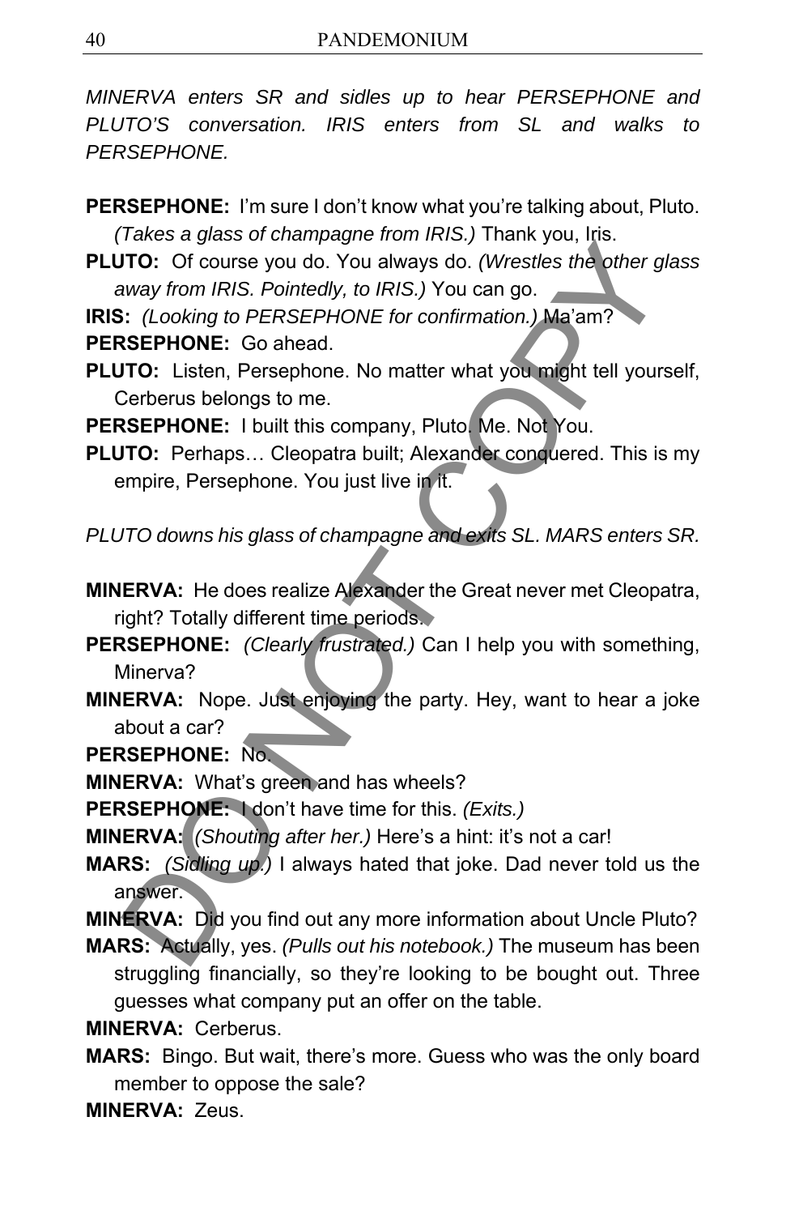*MINERVA enters SR and sidles up to hear PERSEPHONE and PLUTO'S conversation. IRIS enters from SL and walks to PERSEPHONE.*

**PERSEPHONE:** I'm sure I don't know what you're talking about, Pluto. *(Takes a glass of champagne from IRIS.)* Thank you, Iris.

**PLUTO:** Of course you do. You always do. *(Wrestles the other glass away from IRIS. Pointedly, to IRIS.)* You can go.

**IRIS:** *(Looking to PERSEPHONE for confirmation.)* Ma'am?

**PERSEPHONE:** Go ahead.

**PLUTO:** Listen, Persephone. No matter what you might tell yourself, Cerberus belongs to me.

**PERSEPHONE:** I built this company, Pluto. Me. Not You.

**PLUTO:** Perhaps… Cleopatra built; Alexander conquered. This is my empire, Persephone. You just live in it.

*PLUTO downs his glass of champagne and exits SL. MARS enters SR.*

**MINERVA:** He does realize Alexander the Great never met Cleopatra, right? Totally different time periods.

**PERSEPHONE:** *(Clearly frustrated.)* Can I help you with something, Minerva?

**MINERVA:** Nope. Just enjoying the party. Hey, want to hear a joke about a car?

**PERSEPHONE:** No.

**MINERVA:** What's green and has wheels?

**PERSEPHONE:** I don't have time for this. *(Exits.)*

**MINERVA:** *(Shouting after her.)* Here's a hint: it's not a car!

**MARS:** *(Sidling up.)* I always hated that joke. Dad never told us the answer.

**MINERVA:** Did you find out any more information about Uncle Pluto?

**MARS:** Actually, yes. *(Pulls out his notebook.)* The museum has been struggling financially, so they're looking to be bought out. Three guesses what company put an offer on the table.

**MINERVA:** Cerberus.

**MARS:** Bingo. But wait, there's more. Guess who was the only board member to oppose the sale?

**MINERVA:** Zeus.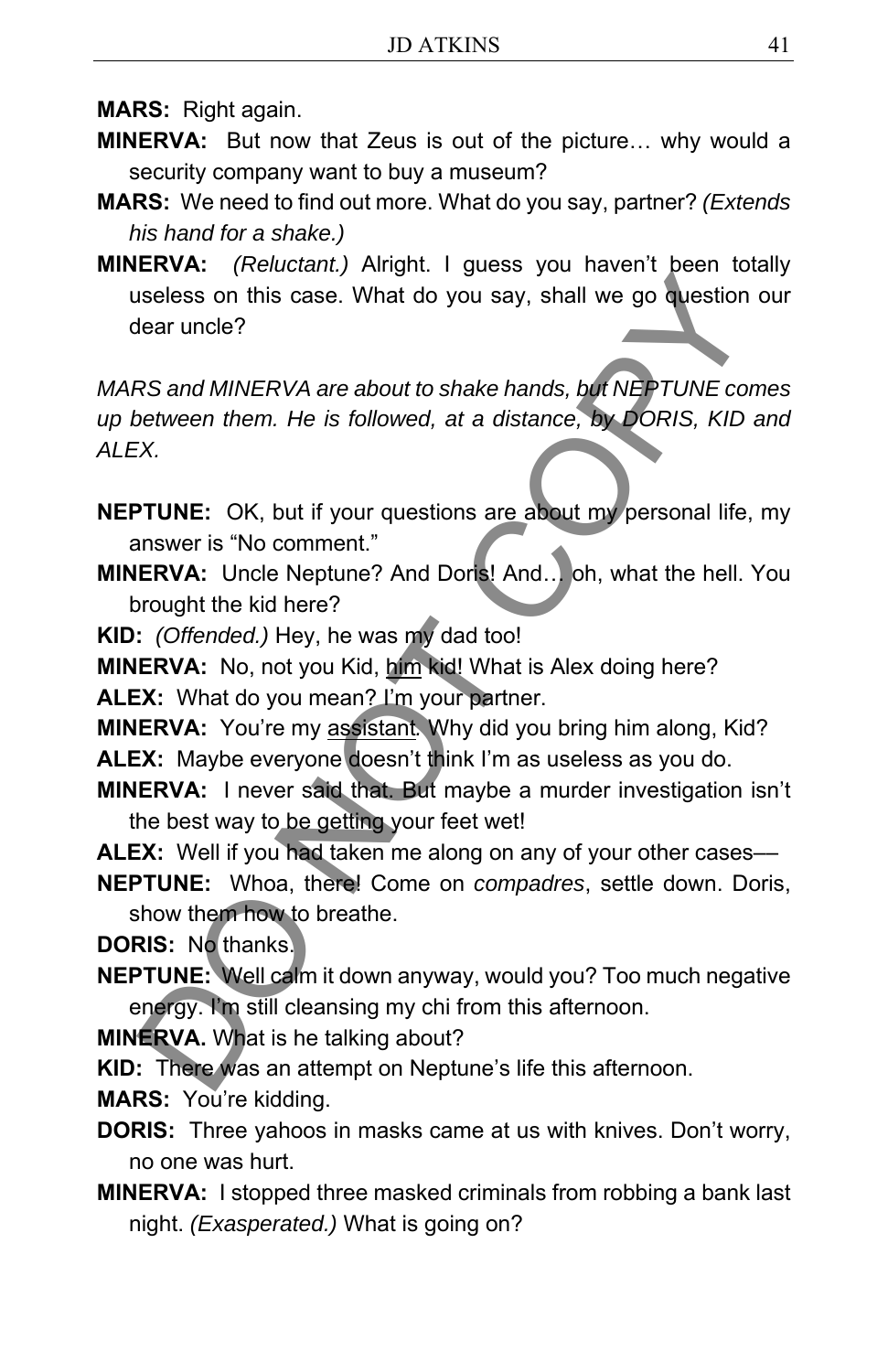**MARS:** Right again.

**MINERVA:** But now that Zeus is out of the picture… why would a security company want to buy a museum?

**MARS:** We need to find out more. What do you say, partner? *(Extends his hand for a shake.)*

**MINERVA:** *(Reluctant.)* Alright. I guess you haven't been totally useless on this case. What do you say, shall we go question our dear uncle?

*MARS and MINERVA are about to shake hands, but NEPTUNE comes up between them. He is followed, at a distance, by DORIS, KID and ALEX.*

**NEPTUNE:** OK, but if your questions are about my personal life, my answer is "No comment."

**MINERVA:** Uncle Neptune? And Doris! And… oh, what the hell. You brought the kid here?

**KID:** *(Offended.)* Hey, he was my dad too!

**MINERVA:** No, not you Kid, <u>him</u> kid! What is Alex doing here?

**ALEX:** What do you mean? I'm your partner.

**MINERVA:** You're my <u>assistant</u>. Why did you bring him along, Kid?

**ALEX:** Maybe everyone doesn't think I'm as useless as you do.

**MINERVA:** I never said that. But maybe a murder investigation isn't the best way to be getting your feet wet!

**ALEX:** Well if you had taken me along on any of your other cases—

**NEPTUNE:** Whoa, there! Come on *compadres*, settle down. Doris, show them how to breathe.

**DORIS:** No thanks.

**NEPTUNE:** Well calm it down anyway, would you? Too much negative energy. I'm still cleansing my chi from this afternoon.

**MINERVA.** What is he talking about?

**KID:** There was an attempt on Neptune's life this afternoon.

**MARS:** You're kidding.

**DORIS:** Three yahoos in masks came at us with knives. Don't worry, no one was hurt.

**MINERVA:** I stopped three masked criminals from robbing a bank last night. *(Exasperated.)* What is going on?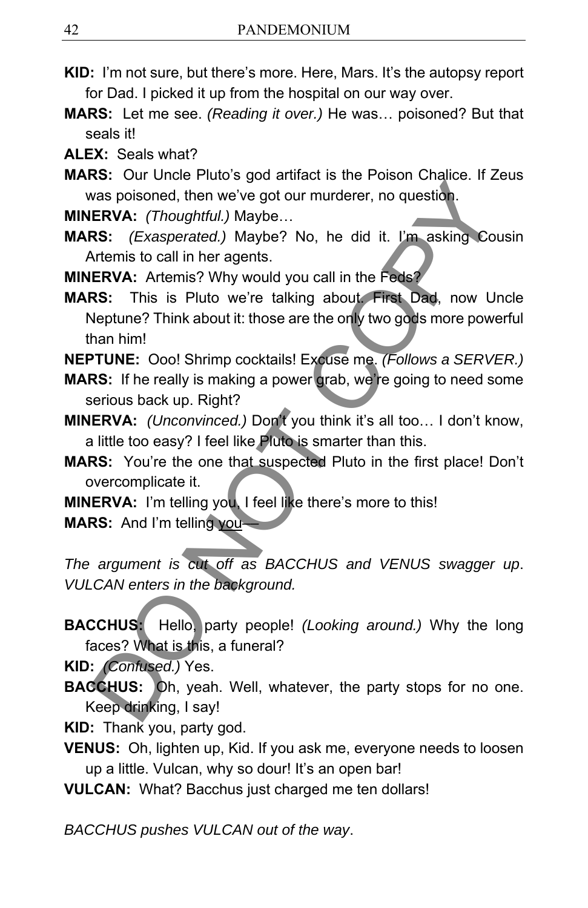**KID:** I'm not sure, but there's more. Here, Mars. It's the autopsy report for Dad. I picked it up from the hospital on our way over.

**MARS:** Let me see. *(Reading it over.)* He was… poisoned? But that seals it!

**ALEX:** Seals what?

**MARS:** Our Uncle Pluto's god artifact is the Poison Chalice. If Zeus was poisoned, then we've got our murderer, no question.

**MINERVA:** *(Thoughtful.)* Maybe…

**MARS:** *(Exasperated.)* Maybe? No, he did it. I'm asking Cousin Artemis to call in her agents.

**MINERVA:** Artemis? Why would you call in the Feds?

**MARS:** This is Pluto we're talking about. First Dad, now Uncle Neptune? Think about it: those are the only two gods more powerful than him!

**NEPTUNE:** Ooo! Shrimp cocktails! Excuse me. *(Follows a SERVER.)*

**MARS:** If he really is making a power grab, we're going to need some serious back up. Right?

**MINERVA:** *(Unconvinced.)* Don't you think it's all too… I don't know, a little too easy? I feel like Pluto is smarter than this.

**MARS:** You're the one that suspected Pluto in the first place! Don't overcomplicate it.

**MINERVA:** I'm telling you, I feel like there's more to this!

**MARS:** And I'm telling <u>you</u>—

*The argument is cut off as BACCHUS and VENUS swagger up. VULCAN enters in the background.*

**BACCHUS:** Hello, party people! *(Looking around.)* Why the long faces? What is this, a funeral?

**KID:** *(Confused.)* Yes.

**BACCHUS:** Oh, yeah. Well, whatever, the party stops for no one. Keep drinking, I say!

**KID:** Thank you, party god.

**VENUS:** Oh, lighten up, Kid. If you ask me, everyone needs to loosen up a little. Vulcan, why so dour! It's an open bar!

**VULCAN:** What? Bacchus just charged me ten dollars!

*BACCHUS pushes VULCAN out of the way.*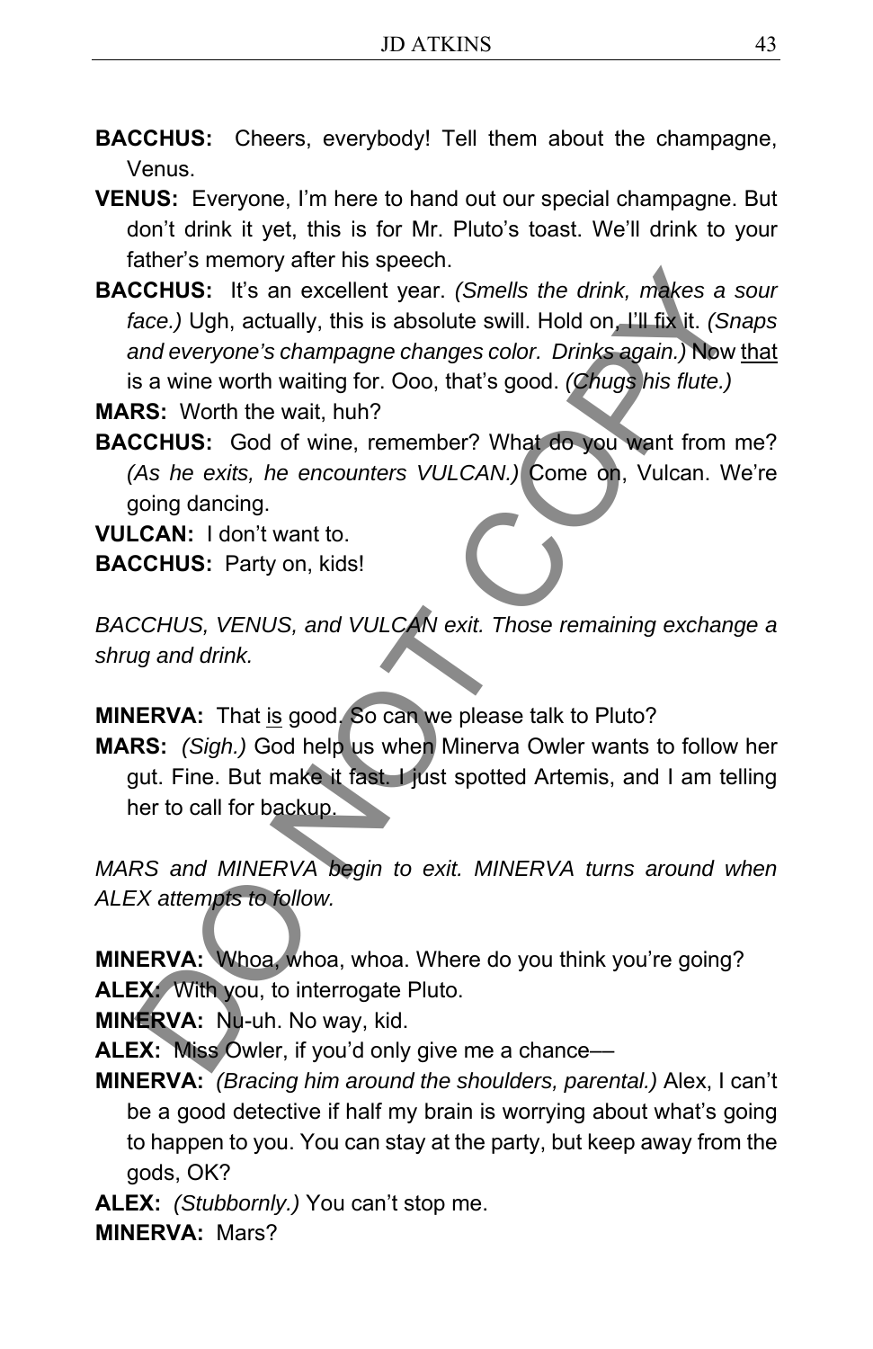**BACCHUS:** Cheers, everybody! Tell them about the champagne, Venus.

**VENUS:** Everyone, I'm here to hand out our special champagne. But don't drink it yet, this is for Mr. Pluto's toast. We'll drink to your father's memory after his speech.

**BACCHUS:** It's an excellent year. *(Smells the drink, makes a sour face.)* Ugh, actually, this is absolute swill. Hold on, I'll fix it. *(Snaps and everyone's champagne changes color. Drinks again.)* Now <u>that</u> is a wine worth waiting for. Ooo, that's good. *(Chugs his flute.)*

**MARS:** Worth the wait, huh?

**BACCHUS:** God of wine, remember? What do you want from me? *(As he exits, he encounters VULCAN.)* Come on, Vulcan. We're going dancing.

**VULCAN:** I don't want to.

**BACCHUS:** Party on, kids!

*BACCHUS, VENUS, and VULCAN exit. Those remaining exchange a shrug and drink.*

**MINERVA:** That <u>is</u> good. So can we please talk to Pluto?

**MARS:** *(Sigh.)* God help us when Minerva Owler wants to follow her gut. Fine. But make it fast. I just spotted Artemis, and I am telling her to call for backup.

*MARS and MINERVA begin to exit. MINERVA turns around when ALEX attempts to follow.*

**MINERVA:** Whoa, whoa, whoa. Where do you think you're going?

**ALEX:** With you, to interrogate Pluto.

**MINERVA:** Nu-uh. No way, kid.

**ALEX:** Miss Owler, if you'd only give me a chance––

**MINERVA:** *(Bracing him around the shoulders, parental.)* Alex, I can't be a good detective if half my brain is worrying about what's going to happen to you. You can stay at the party, but keep away from the gods, OK?

**ALEX:** *(Stubbornly.)* You can't stop me.

**MINERVA:** Mars?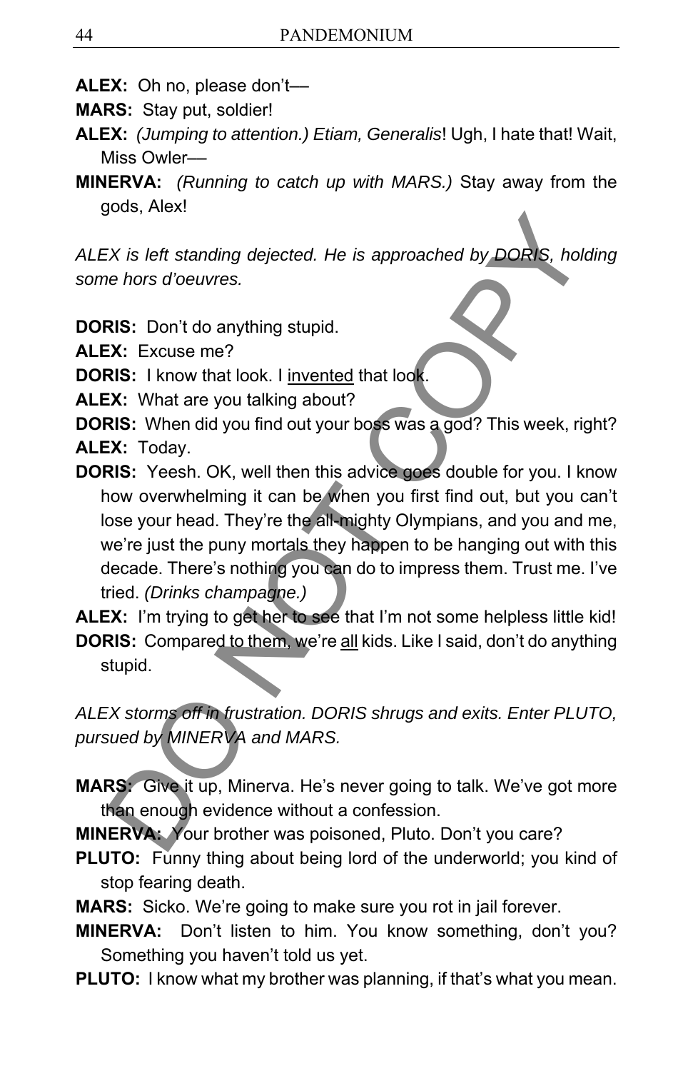**ALEX:** Oh no, please don't—

**MARS:** Stay put, soldier!

**ALEX:** *(Jumping to attention.) Etiam, Generalis*! Ugh, I hate that! Wait, Miss Owler—

**MINERVA:** *(Running to catch up with MARS.)* Stay away from the gods, Alex!

*ALEX is left standing dejected. He is approached by DORIS, holding some hors d'oeuvres.*

**DORIS:** Don't do anything stupid.

**ALEX:** Excuse me?

**DORIS:** I know that look. I <u>invented</u> that look.

**ALEX:** What are you talking about?

**DORIS:** When did you find out your boss was a god? This week, right?

**ALEX:** Today.

**DORIS:** Yeesh. OK, well then this advice goes double for you. I know how overwhelming it can be when you first find out, but you can't lose your head. They're the all-mighty Olympians, and you and me, we're just the puny mortals they happen to be hanging out with this decade. There's nothing you can do to impress them. Trust me. I've tried. *(Drinks champagne.)*

**ALEX:** I'm trying to get her to see that I'm not some helpless little kid!

**DORIS:** Compared to them, we're <u>all</u> kids. Like I said, don't do anything stupid.

*ALEX storms off in frustration. DORIS shrugs and exits. Enter PLUTO, pursued by MINERVA and MARS.*

**MARS:** Give it up, Minerva. He's never going to talk. We've got more than enough evidence without a confession.

**MINERVA:** Your brother was poisoned, Pluto. Don't you care?

**PLUTO:** Funny thing about being lord of the underworld; you kind of stop fearing death.

**MARS:** Sicko. We're going to make sure you rot in jail forever.

**MINERVA:** Don't listen to him. You know something, don't you? Something you haven't told us yet.

**PLUTO:** I know what my brother was planning, if that's what you mean.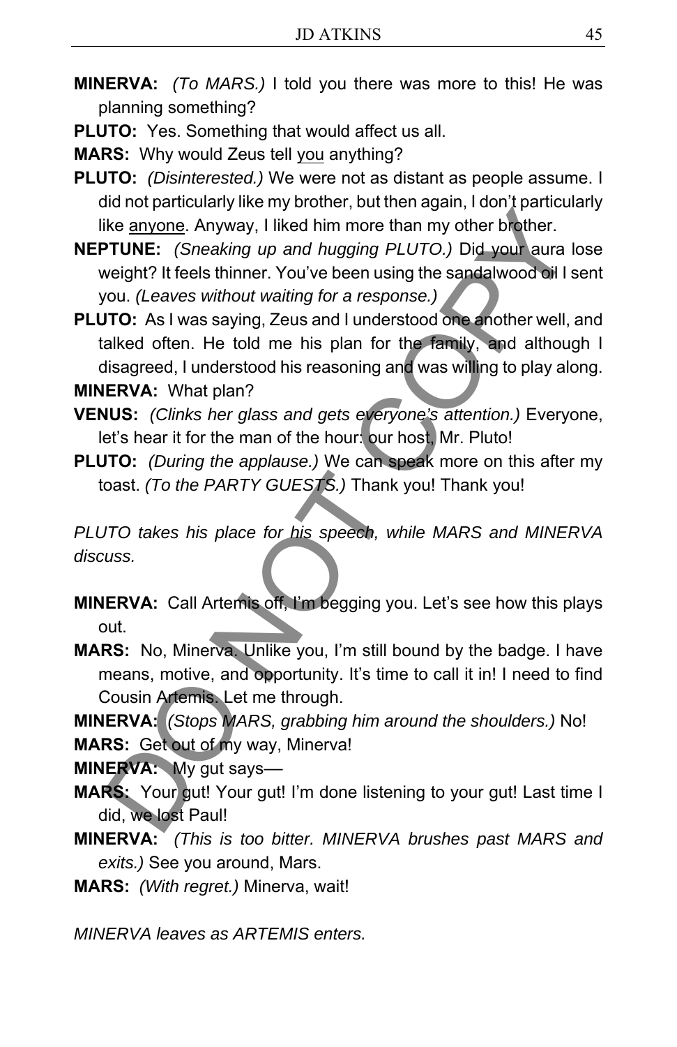**MINERVA:** *(To MARS.)* I told you there was more to this! He was planning something?

**PLUTO:** Yes. Something that would affect us all.

**MARS:** Why would Zeus tell <u>you</u> anything?

**PLUTO:** *(Disinterested.)* We were not as distant as people assume. I did not particularly like my brother, but then again, I don't particularly like <u>anyone</u>. Anyway, I liked him more than my other brother.

**NEPTUNE:** *(Sneaking up and hugging PLUTO.)* Did your aura lose weight? It feels thinner. You've been using the sandalwood oil I sent you. *(Leaves without waiting for a response.)*

**PLUTO:** As I was saying, Zeus and I understood one another well, and talked often. He told me his plan for the family, and although I disagreed, I understood his reasoning and was willing to play along.

**MINERVA:** What plan?

**VENUS:** *(Clinks her glass and gets everyone's attention.)* Everyone, let's hear it for the man of the hour: our host, Mr. Pluto!

**PLUTO:** *(During the applause.)* We can speak more on this after my toast. *(To the PARTY GUESTS.)* Thank you! Thank you!

*PLUTO takes his place for his speech, while MARS and MINERVA discuss.*

**MINERVA:** Call Artemis off, I'm begging you. Let's see how this plays out.

**MARS:** No, Minerva. Unlike you, I'm still bound by the badge. I have means, motive, and opportunity. It's time to call it in! I need to find Cousin Artemis. Let me through.

**MINERVA:** *(Stops MARS, grabbing him around the shoulders.)* No!

**MARS:** Get out of my way, Minerva!

**MINERVA:** My gut says—

**MARS:** Your gut! Your gut! I'm done listening to your gut! Last time I did, we lost Paul!

**MINERVA:** *(This is too bitter. MINERVA brushes past MARS and exits.)* See you around, Mars.

**MARS:** *(With regret.)* Minerva, wait!

*MINERVA leaves as ARTEMIS enters.*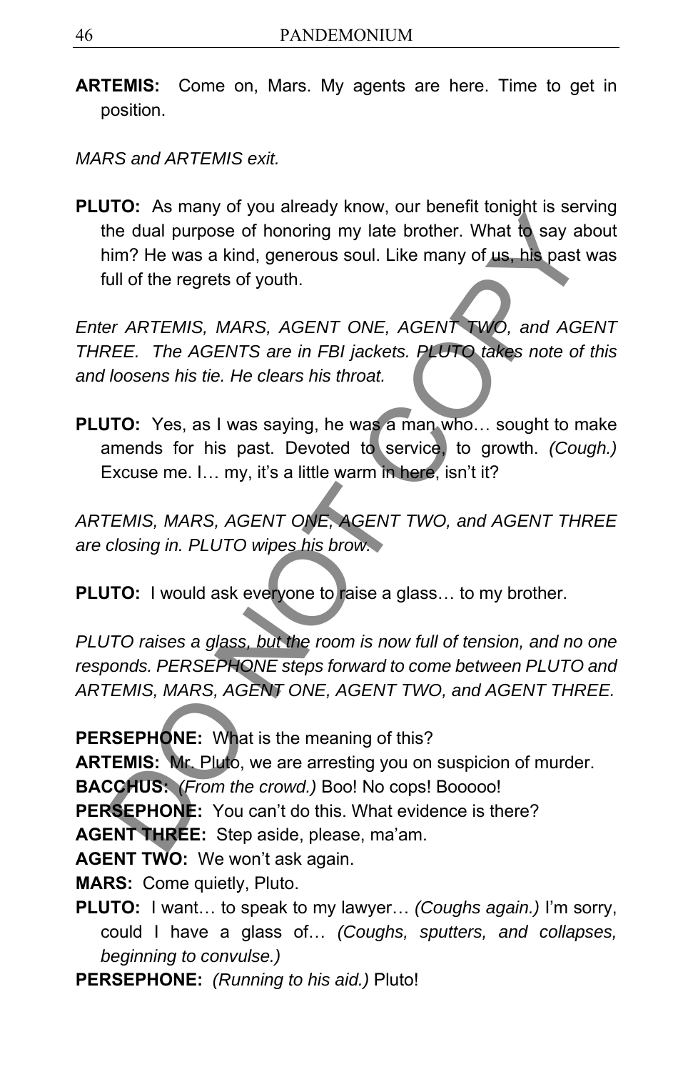**ARTEMIS:** Come on, Mars. My agents are here. Time to get in position.

*MARS and ARTEMIS exit.*

**PLUTO:** As many of you already know, our benefit tonight is serving the dual purpose of honoring my late brother. What to say about him? He was a kind, generous soul. Like many of us, his past was full of the regrets of youth.

*Enter ARTEMIS, MARS, AGENT ONE, AGENT TWO, and AGENT THREE. The AGENTS are in FBI jackets. PLUTO takes note of this and loosens his tie. He clears his throat.*

**PLUTO:** Yes, as I was saying, he was a man who… sought to make amends for his past. Devoted to service, to growth. *(Cough.)* Excuse me. I… my, it's a little warm in here, isn't it?

*ARTEMIS, MARS, AGENT ONE, AGENT TWO, and AGENT THREE are closing in. PLUTO wipes his brow.*

**PLUTO:** I would ask everyone to raise a glass… to my brother.

*PLUTO raises a glass, but the room is now full of tension, and no one responds. PERSEPHONE steps forward to come between PLUTO and ARTEMIS, MARS, AGENT ONE, AGENT TWO, and AGENT THREE.*

**PERSEPHONE:** What is the meaning of this?

**ARTEMIS:** Mr. Pluto, we are arresting you on suspicion of murder.

**BACCHUS:** *(From the crowd.)* Boo! No cops! Booooo!

**PERSEPHONE:** You can't do this. What evidence is there?

**AGENT THREE:** Step aside, please, ma'am.

**AGENT TWO:** We won't ask again.

**MARS:** Come quietly, Pluto.

**PLUTO:** I want… to speak to my lawyer… *(Coughs again.)* I'm sorry, could I have a glass of… *(Coughs, sputters, and collapses, beginning to convulse.)*

**PERSEPHONE:** *(Running to his aid.)* Pluto!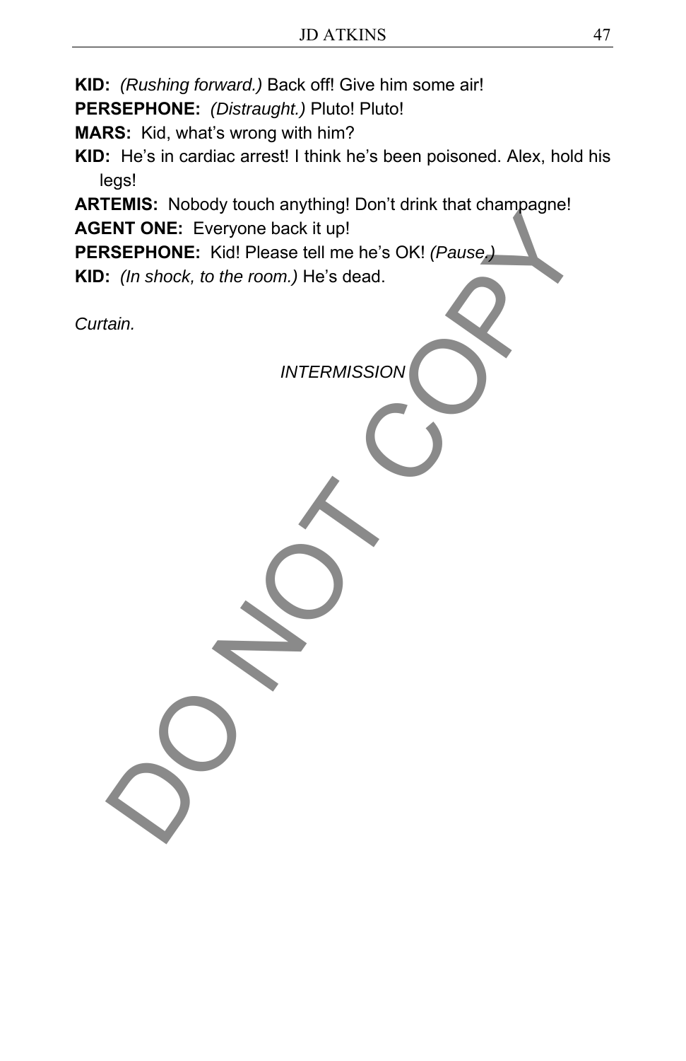**KID:** *(Rushing forward.)* Back off! Give him some air!

**PERSEPHONE:** *(Distraught.)* Pluto! Pluto!

**MARS:** Kid, what's wrong with him?

**KID:** He's in cardiac arrest! I think he's been poisoned. Alex, hold his legs!

**ARTEMIS:** Nobody touch anything! Don't drink that champagne!

**AGENT ONE:** Everyone back it up!

**PERSEPHONE:** Kid! Please tell me he's OK! *(Pause.)*

**KID:** *(In shock, to the room.)* He's dead.

*Curtain.*

*INTERMISSION*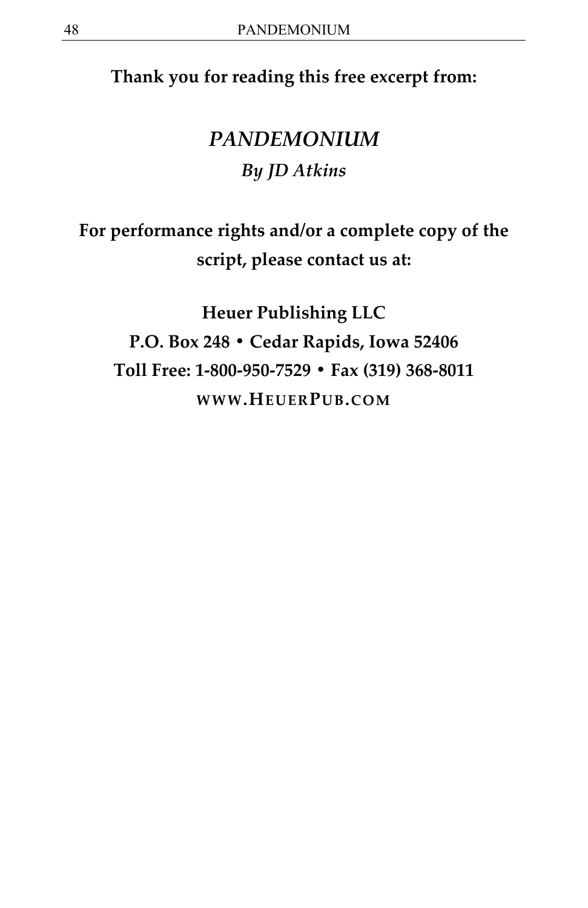**Thank you for reading this free excerpt from:**

***PANDEMONIUM***

***By JD Atkins***

**For performance rights and/or a complete copy of the script, please contact us at:**

**Heuer Publishing LLC**

**P.O. Box 248 • Cedar Rapids, Iowa 52406**

**Toll Free: 1-800-950-7529 • Fax (319) 368-8011**

**WWW.HEUERPUB.COM**